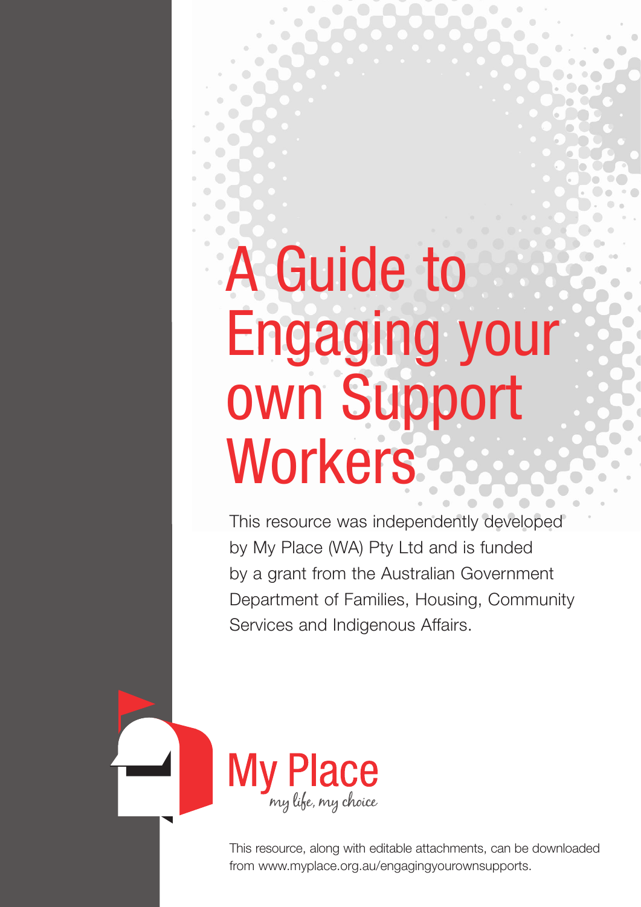# A Guide to Engaging your own Support Workers

This resource was independently developed by My Place (WA) Pty Ltd and is funded by a grant from the Australian Government Department of Families, Housing, Community Services and Indigenous Affairs.

My Place

*my life, my choice*

This resource, along with editable attachments, can be downloaded from www.myplace.org.au/engagingyourownsupports.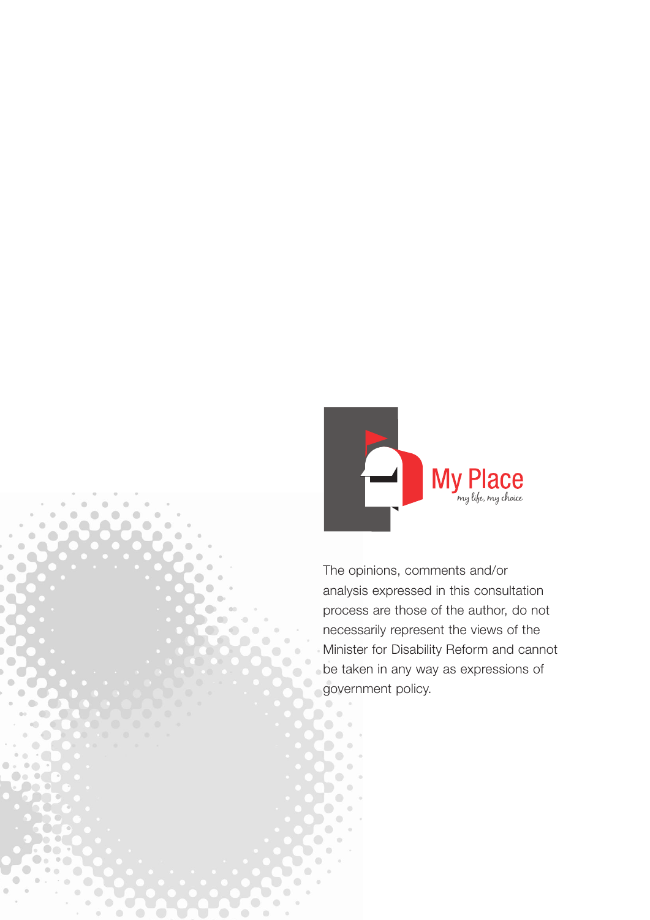My Place

*my life, my choice*

The opinions, comments and/or analysis expressed in this consultation process are those of the author, do not necessarily represent the views of the Minister for Disability Reform and cannot be taken in any way as expressions of government policy.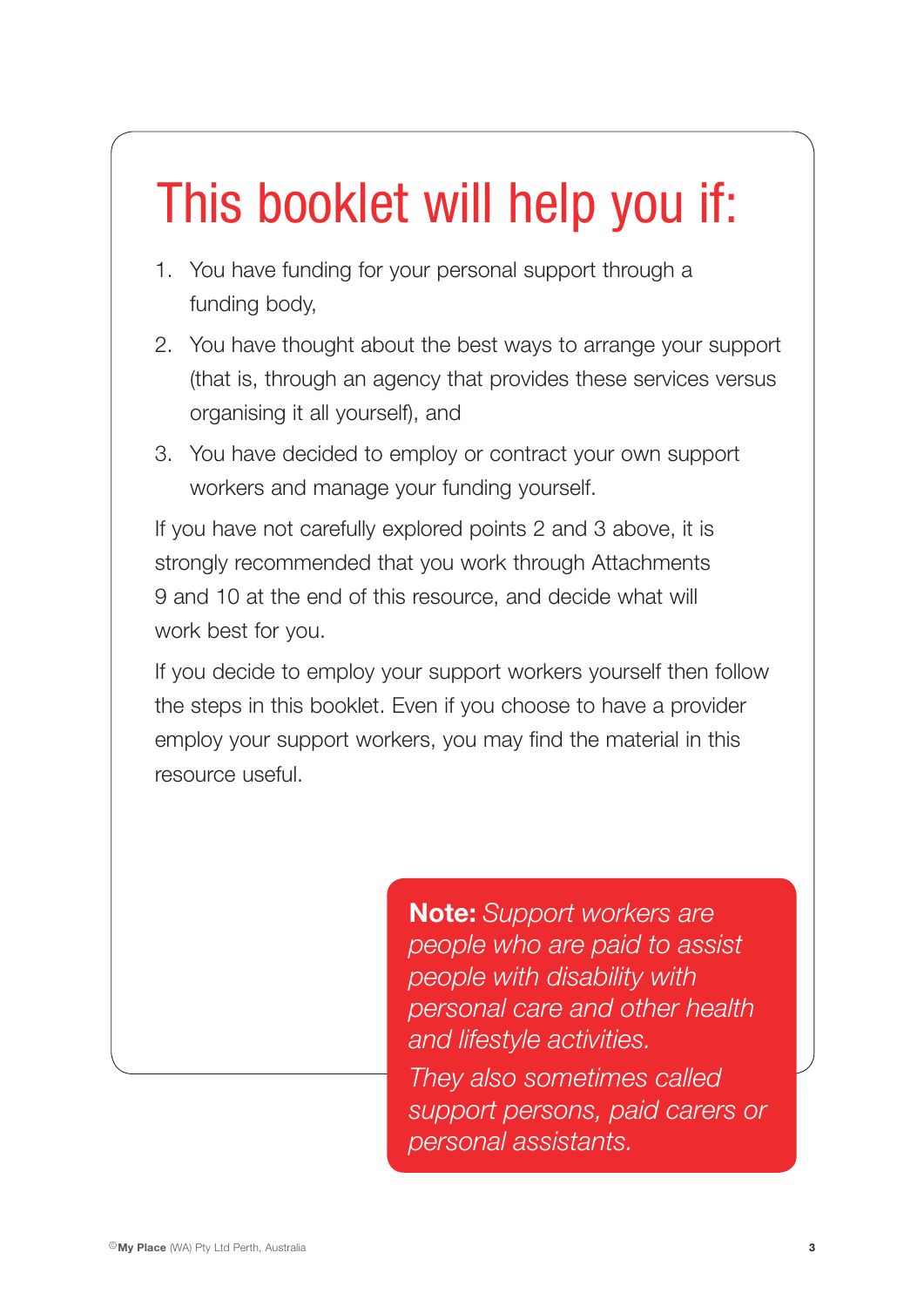# This booklet will help you if:

1. You have funding for your personal support through a funding body,
2. You have thought about the best ways to arrange your support (that is, through an agency that provides these services versus organising it all yourself), and
3. You have decided to employ or contract your own support workers and manage your funding yourself.

If you have not carefully explored points 2 and 3 above, it is strongly recommended that you work through Attachments 9 and 10 at the end of this resource, and decide what will work best for you.

If you decide to employ your support workers yourself then follow the steps in this booklet. Even if you choose to have a provider employ your support workers, you may find the material in this resource useful.

**Note:** *Support workers are people who are paid to assist people with disability with personal care and other health and lifestyle activities.*

*They also sometimes called support persons, paid carers or personal assistants.*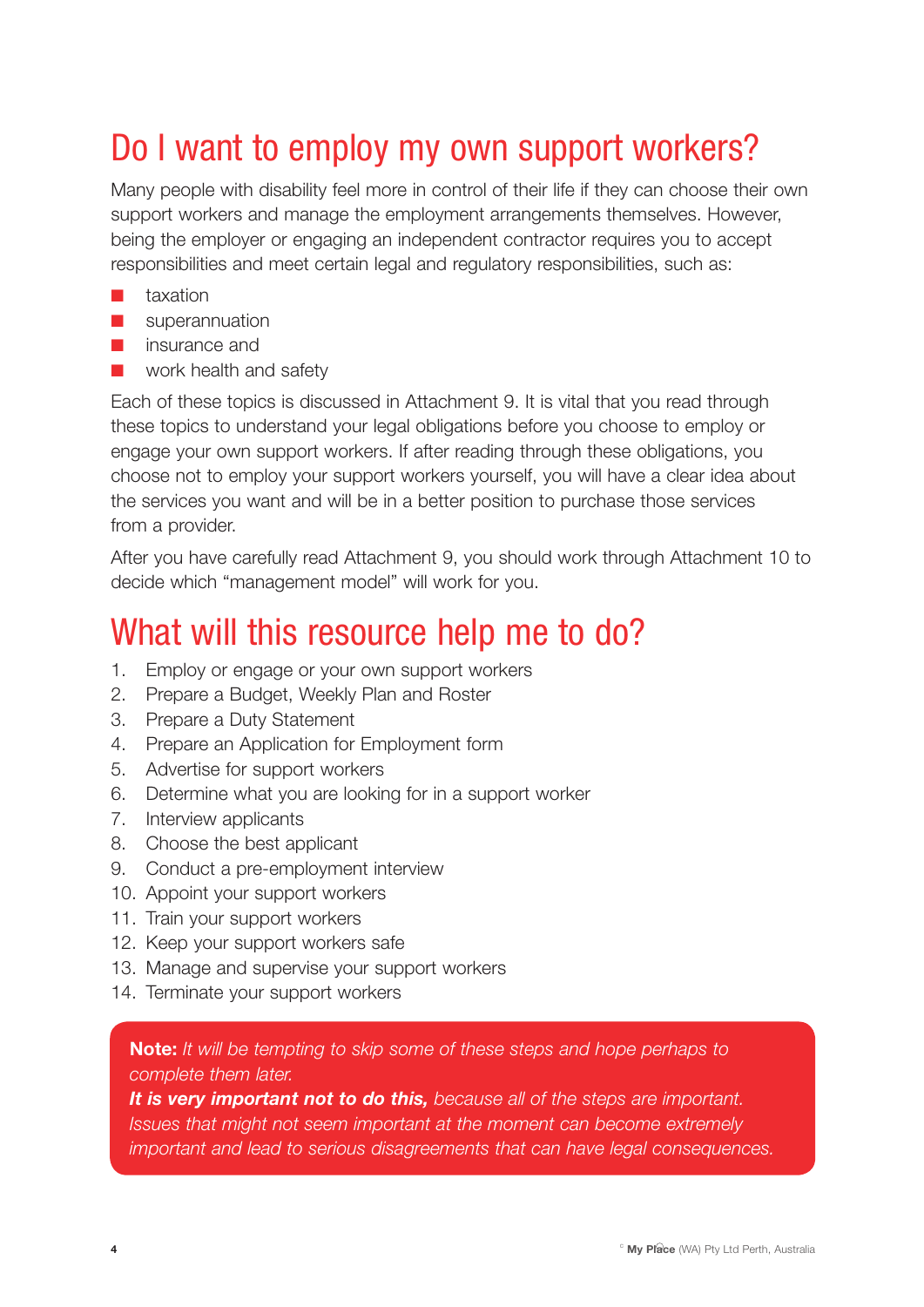# Do I want to employ my own support workers?

Many people with disability feel more in control of their life if they can choose their own support workers and manage the employment arrangements themselves. However, being the employer or engaging an independent contractor requires you to accept responsibilities and meet certain legal and regulatory responsibilities, such as:

- taxation
- superannuation
- insurance and
- work health and safety

Each of these topics is discussed in Attachment 9. It is vital that you read through these topics to understand your legal obligations before you choose to employ or engage your own support workers. If after reading through these obligations, you choose not to employ your support workers yourself, you will have a clear idea about the services you want and will be in a better position to purchase those services from a provider.

After you have carefully read Attachment 9, you should work through Attachment 10 to decide which "management model" will work for you.

# What will this resource help me to do?

1. Employ or engage or your own support workers
2. Prepare a Budget, Weekly Plan and Roster
3. Prepare a Duty Statement
4. Prepare an Application for Employment form
5. Advertise for support workers
6. Determine what you are looking for in a support worker
7. Interview applicants
8. Choose the best applicant
9. Conduct a pre-employment interview
10. Appoint your support workers
11. Train your support workers
12. Keep your support workers safe
13. Manage and supervise your support workers
14. Terminate your support workers

**Note:** *It will be tempting to skip some of these steps and hope perhaps to complete them later.*
***It is very important not to do this,*** *because all of the steps are important. Issues that might not seem important at the moment can become extremely important and lead to serious disagreements that can have legal consequences.*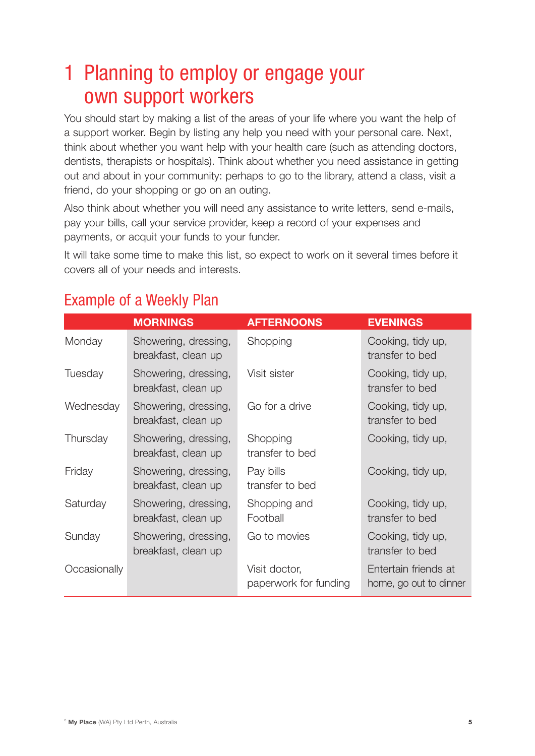# 1 Planning to employ or engage your own support workers

You should start by making a list of the areas of your life where you want the help of a support worker. Begin by listing any help you need with your personal care. Next, think about whether you want help with your health care (such as attending doctors, dentists, therapists or hospitals). Think about whether you need assistance in getting out and about in your community: perhaps to go to the library, attend a class, visit a friend, do your shopping or go on an outing.

Also think about whether you will need any assistance to write letters, send e-mails, pay your bills, call your service provider, keep a record of your expenses and payments, or acquit your funds to your funder.

It will take some time to make this list, so expect to work on it several times before it covers all of your needs and interests.

## Example of a Weekly Plan

| | MORNINGS | AFTERNOONS | EVENINGS |
|---|---|---|---|
| Monday | Showering, dressing, breakfast, clean up | Shopping | Cooking, tidy up, transfer to bed |
| Tuesday | Showering, dressing, breakfast, clean up | Visit sister | Cooking, tidy up, transfer to bed |
| Wednesday | Showering, dressing, breakfast, clean up | Go for a drive | Cooking, tidy up, transfer to bed |
| Thursday | Showering, dressing, breakfast, clean up | Shopping transfer to bed | Cooking, tidy up, |
| Friday | Showering, dressing, breakfast, clean up | Pay bills transfer to bed | Cooking, tidy up, |
| Saturday | Showering, dressing, breakfast, clean up | Shopping and Football | Cooking, tidy up, transfer to bed |
| Sunday | Showering, dressing, breakfast, clean up | Go to movies | Cooking, tidy up, transfer to bed |
| Occasionally | | Visit doctor, paperwork for funding | Entertain friends at home, go out to dinner |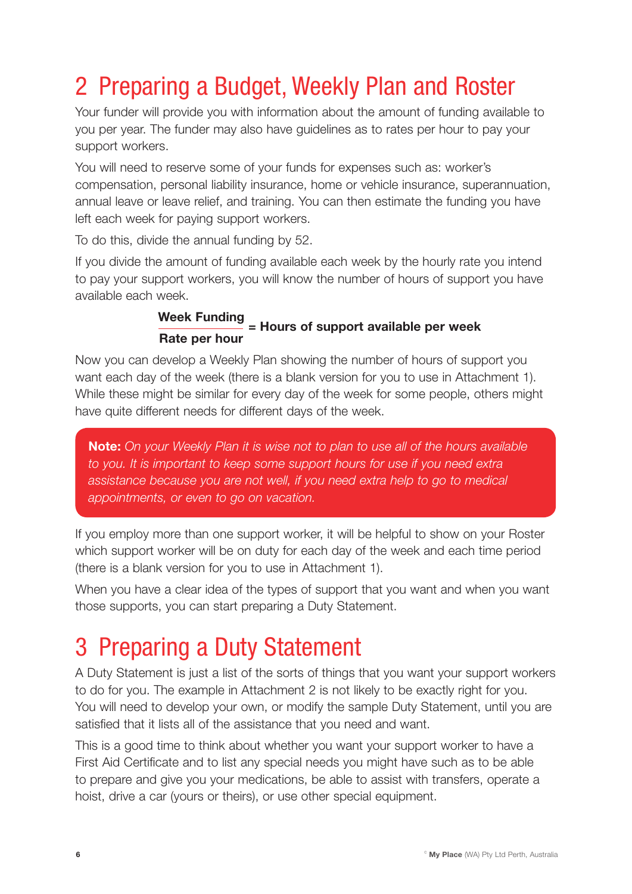# 2 Preparing a Budget, Weekly Plan and Roster

Your funder will provide you with information about the amount of funding available to you per year. The funder may also have guidelines as to rates per hour to pay your support workers.

You will need to reserve some of your funds for expenses such as: worker's compensation, personal liability insurance, home or vehicle insurance, superannuation, annual leave or leave relief, and training. You can then estimate the funding you have left each week for paying support workers.

To do this, divide the annual funding by 52.

If you divide the amount of funding available each week by the hourly rate you intend to pay your support workers, you will know the number of hours of support you have available each week.

$$\frac{\textbf{Week Funding}}{\textbf{Rate per hour}} = \textbf{Hours of support available per week}$$

Now you can develop a Weekly Plan showing the number of hours of support you want each day of the week (there is a blank version for you to use in Attachment 1). While these might be similar for every day of the week for some people, others might have quite different needs for different days of the week.

> **Note:** *On your Weekly Plan it is wise not to plan to use all of the hours available to you. It is important to keep some support hours for use if you need extra assistance because you are not well, if you need extra help to go to medical appointments, or even to go on vacation.*

If you employ more than one support worker, it will be helpful to show on your Roster which support worker will be on duty for each day of the week and each time period (there is a blank version for you to use in Attachment 1).

When you have a clear idea of the types of support that you want and when you want those supports, you can start preparing a Duty Statement.

# 3 Preparing a Duty Statement

A Duty Statement is just a list of the sorts of things that you want your support workers to do for you. The example in Attachment 2 is not likely to be exactly right for you. You will need to develop your own, or modify the sample Duty Statement, until you are satisfied that it lists all of the assistance that you need and want.

This is a good time to think about whether you want your support worker to have a First Aid Certificate and to list any special needs you might have such as to be able to prepare and give you your medications, be able to assist with transfers, operate a hoist, drive a car (yours or theirs), or use other special equipment.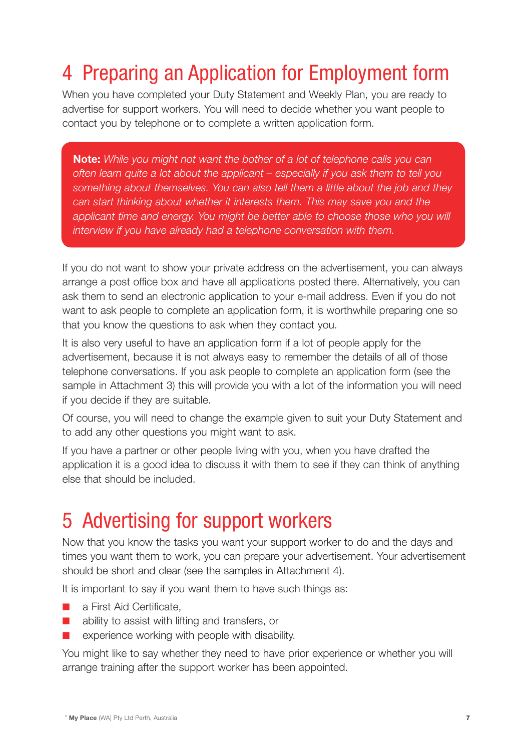# 4 Preparing an Application for Employment form

When you have completed your Duty Statement and Weekly Plan, you are ready to advertise for support workers. You will need to decide whether you want people to contact you by telephone or to complete a written application form.

> **Note:** *While you might not want the bother of a lot of telephone calls you can often learn quite a lot about the applicant – especially if you ask them to tell you something about themselves. You can also tell them a little about the job and they can start thinking about whether it interests them. This may save you and the applicant time and energy. You might be better able to choose those who you will interview if you have already had a telephone conversation with them.*

If you do not want to show your private address on the advertisement, you can always arrange a post office box and have all applications posted there. Alternatively, you can ask them to send an electronic application to your e-mail address. Even if you do not want to ask people to complete an application form, it is worthwhile preparing one so that you know the questions to ask when they contact you.

It is also very useful to have an application form if a lot of people apply for the advertisement, because it is not always easy to remember the details of all of those telephone conversations. If you ask people to complete an application form (see the sample in Attachment 3) this will provide you with a lot of the information you will need if you decide if they are suitable.

Of course, you will need to change the example given to suit your Duty Statement and to add any other questions you might want to ask.

If you have a partner or other people living with you, when you have drafted the application it is a good idea to discuss it with them to see if they can think of anything else that should be included.

# 5 Advertising for support workers

Now that you know the tasks you want your support worker to do and the days and times you want them to work, you can prepare your advertisement. Your advertisement should be short and clear (see the samples in Attachment 4).

It is important to say if you want them to have such things as:

- a First Aid Certificate,
- ability to assist with lifting and transfers, or
- experience working with people with disability.

You might like to say whether they need to have prior experience or whether you will arrange training after the support worker has been appointed.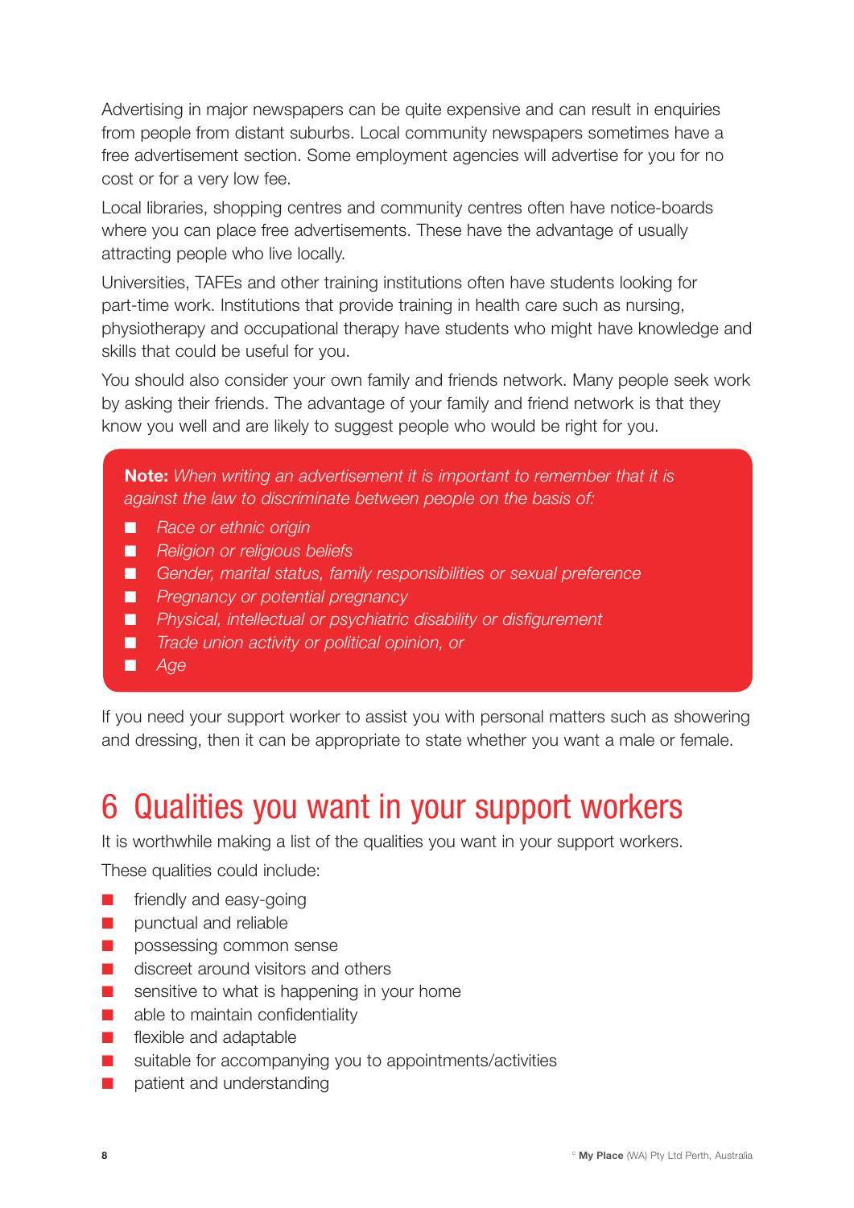Advertising in major newspapers can be quite expensive and can result in enquiries from people from distant suburbs. Local community newspapers sometimes have a free advertisement section. Some employment agencies will advertise for you for no cost or for a very low fee.

Local libraries, shopping centres and community centres often have notice-boards where you can place free advertisements. These have the advantage of usually attracting people who live locally.

Universities, TAFEs and other training institutions often have students looking for part-time work. Institutions that provide training in health care such as nursing, physiotherapy and occupational therapy have students who might have knowledge and skills that could be useful for you.

You should also consider your own family and friends network. Many people seek work by asking their friends. The advantage of your family and friend network is that they know you well and are likely to suggest people who would be right for you.

> **Note:** *When writing an advertisement it is important to remember that it is against the law to discriminate between people on the basis of:*
>
> - *Race or ethnic origin*
> - *Religion or religious beliefs*
> - *Gender, marital status, family responsibilities or sexual preference*
> - *Pregnancy or potential pregnancy*
> - *Physical, intellectual or psychiatric disability or disfigurement*
> - *Trade union activity or political opinion, or*
> - *Age*

If you need your support worker to assist you with personal matters such as showering and dressing, then it can be appropriate to state whether you want a male or female.

# 6 Qualities you want in your support workers

It is worthwhile making a list of the qualities you want in your support workers.

These qualities could include:

- friendly and easy-going
- punctual and reliable
- possessing common sense
- discreet around visitors and others
- sensitive to what is happening in your home
- able to maintain confidentiality
- flexible and adaptable
- suitable for accompanying you to appointments/activities
- patient and understanding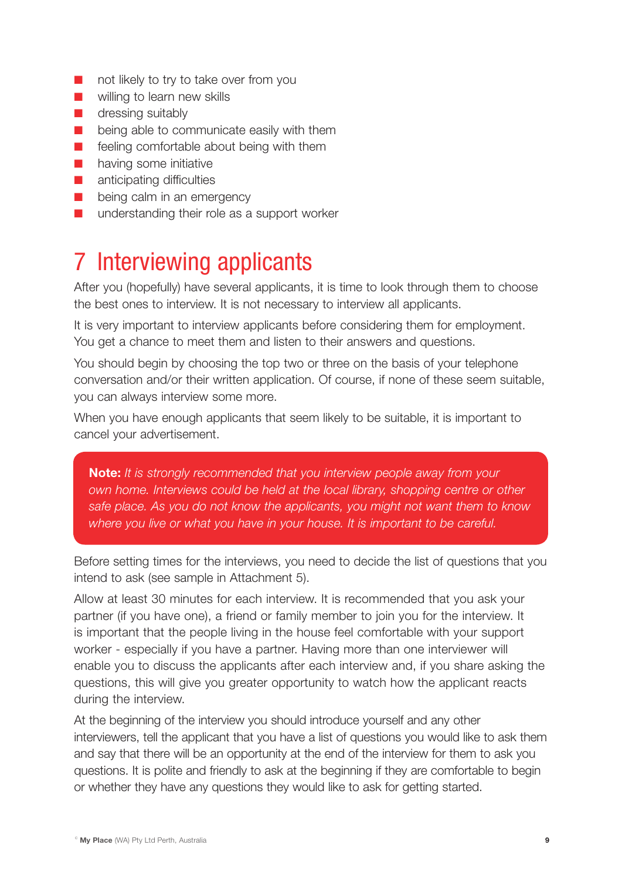- not likely to try to take over from you
- willing to learn new skills
- dressing suitably
- being able to communicate easily with them
- feeling comfortable about being with them
- having some initiative
- anticipating difficulties
- being calm in an emergency
- understanding their role as a support worker

# 7 Interviewing applicants

After you (hopefully) have several applicants, it is time to look through them to choose the best ones to interview. It is not necessary to interview all applicants.

It is very important to interview applicants before considering them for employment. You get a chance to meet them and listen to their answers and questions.

You should begin by choosing the top two or three on the basis of your telephone conversation and/or their written application. Of course, if none of these seem suitable, you can always interview some more.

When you have enough applicants that seem likely to be suitable, it is important to cancel your advertisement.

> **Note:** *It is strongly recommended that you interview people away from your own home. Interviews could be held at the local library, shopping centre or other safe place. As you do not know the applicants, you might not want them to know where you live or what you have in your house. It is important to be careful.*

Before setting times for the interviews, you need to decide the list of questions that you intend to ask (see sample in Attachment 5).

Allow at least 30 minutes for each interview. It is recommended that you ask your partner (if you have one), a friend or family member to join you for the interview. It is important that the people living in the house feel comfortable with your support worker - especially if you have a partner. Having more than one interviewer will enable you to discuss the applicants after each interview and, if you share asking the questions, this will give you greater opportunity to watch how the applicant reacts during the interview.

At the beginning of the interview you should introduce yourself and any other interviewers, tell the applicant that you have a list of questions you would like to ask them and say that there will be an opportunity at the end of the interview for them to ask you questions. It is polite and friendly to ask at the beginning if they are comfortable to begin or whether they have any questions they would like to ask for getting started.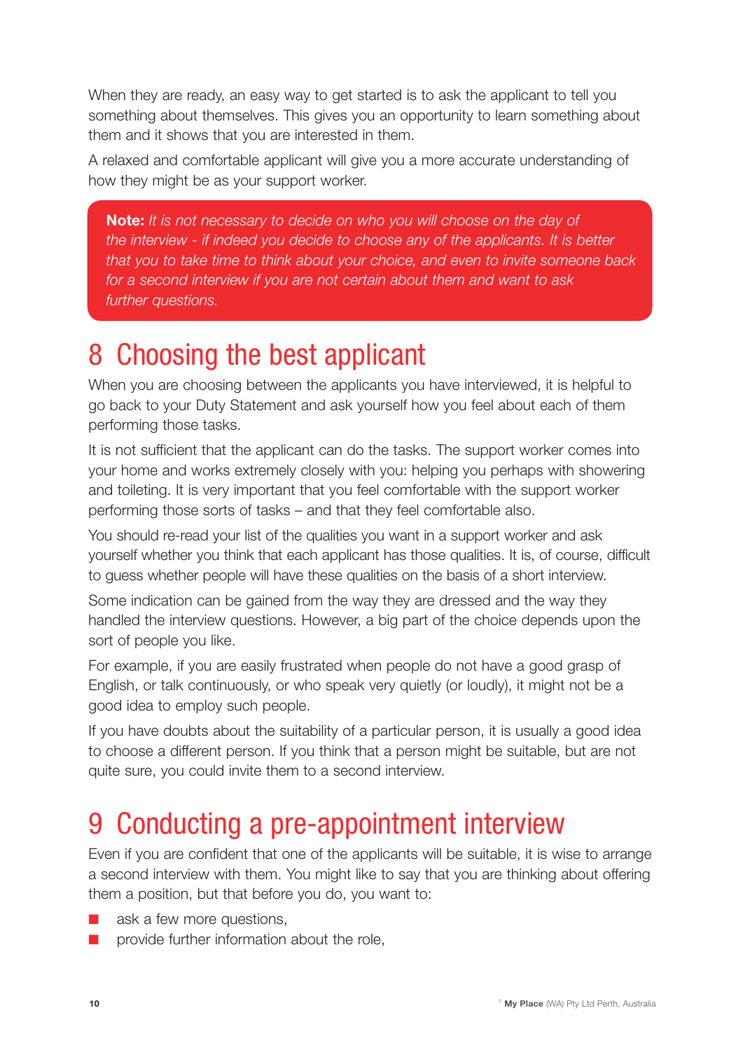When they are ready, an easy way to get started is to ask the applicant to tell you something about themselves. This gives you an opportunity to learn something about them and it shows that you are interested in them.

A relaxed and comfortable applicant will give you a more accurate understanding of how they might be as your support worker.

> **Note:** *It is not necessary to decide on who you will choose on the day of the interview - if indeed you decide to choose any of the applicants. It is better that you to take time to think about your choice, and even to invite someone back for a second interview if you are not certain about them and want to ask further questions.*

# 8 Choosing the best applicant

When you are choosing between the applicants you have interviewed, it is helpful to go back to your Duty Statement and ask yourself how you feel about each of them performing those tasks.

It is not sufficient that the applicant can do the tasks. The support worker comes into your home and works extremely closely with you: helping you perhaps with showering and toileting. It is very important that you feel comfortable with the support worker performing those sorts of tasks – and that they feel comfortable also.

You should re-read your list of the qualities you want in a support worker and ask yourself whether you think that each applicant has those qualities. It is, of course, difficult to guess whether people will have these qualities on the basis of a short interview.

Some indication can be gained from the way they are dressed and the way they handled the interview questions. However, a big part of the choice depends upon the sort of people you like.

For example, if you are easily frustrated when people do not have a good grasp of English, or talk continuously, or who speak very quietly (or loudly), it might not be a good idea to employ such people.

If you have doubts about the suitability of a particular person, it is usually a good idea to choose a different person. If you think that a person might be suitable, but are not quite sure, you could invite them to a second interview.

# 9 Conducting a pre-appointment interview

Even if you are confident that one of the applicants will be suitable, it is wise to arrange a second interview with them. You might like to say that you are thinking about offering them a position, but that before you do, you want to:

- ask a few more questions,
- provide further information about the role,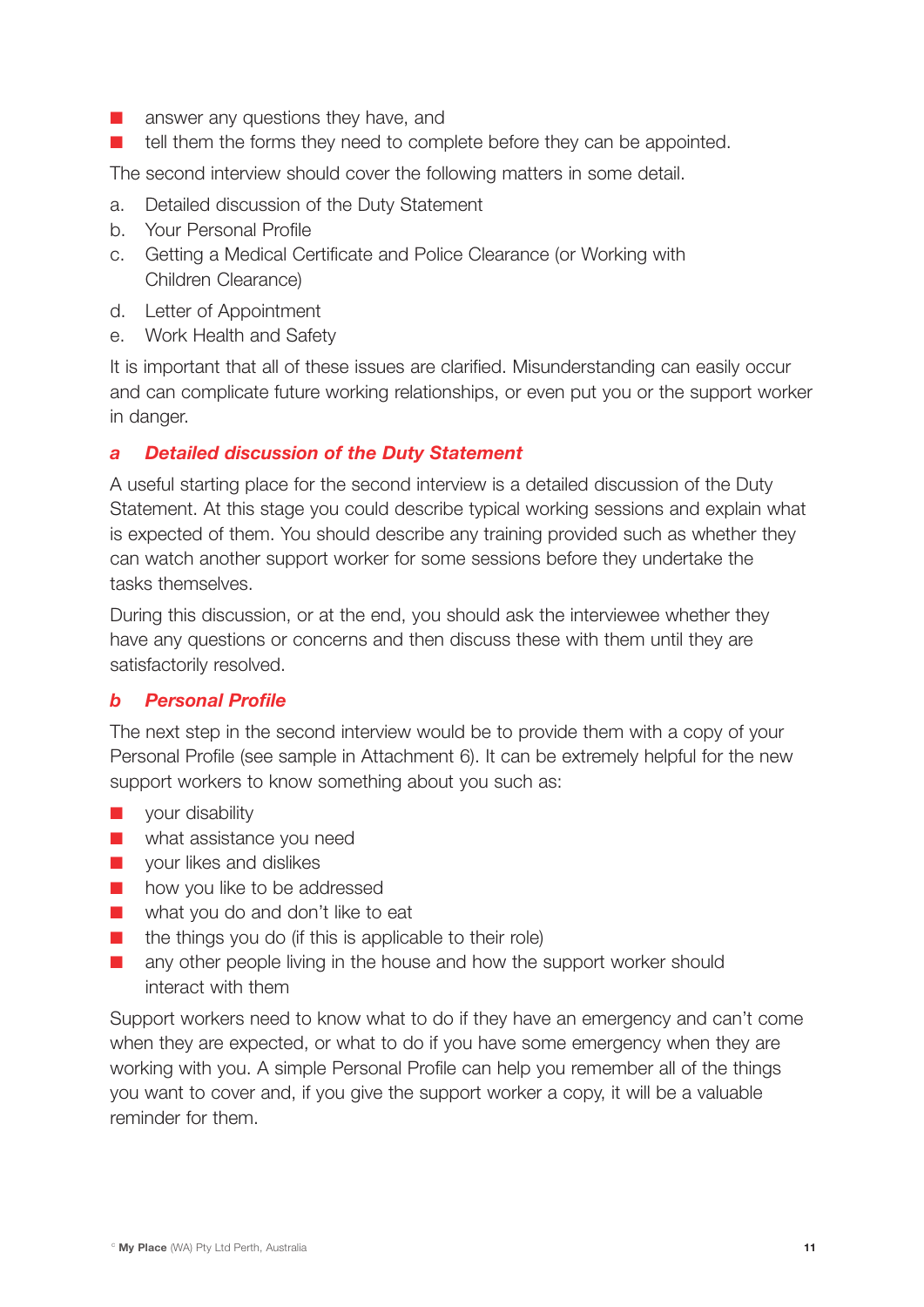- answer any questions they have, and
- tell them the forms they need to complete before they can be appointed.

The second interview should cover the following matters in some detail.

a. Detailed discussion of the Duty Statement
b. Your Personal Profile
c. Getting a Medical Certificate and Police Clearance (or Working with Children Clearance)
d. Letter of Appointment
e. Work Health and Safety

It is important that all of these issues are clarified. Misunderstanding can easily occur and can complicate future working relationships, or even put you or the support worker in danger.

### *a Detailed discussion of the Duty Statement*

A useful starting place for the second interview is a detailed discussion of the Duty Statement. At this stage you could describe typical working sessions and explain what is expected of them. You should describe any training provided such as whether they can watch another support worker for some sessions before they undertake the tasks themselves.

During this discussion, or at the end, you should ask the interviewee whether they have any questions or concerns and then discuss these with them until they are satisfactorily resolved.

### *b Personal Profile*

The next step in the second interview would be to provide them with a copy of your Personal Profile (see sample in Attachment 6). It can be extremely helpful for the new support workers to know something about you such as:

- your disability
- what assistance you need
- your likes and dislikes
- how you like to be addressed
- what you do and don't like to eat
- the things you do (if this is applicable to their role)
- any other people living in the house and how the support worker should interact with them

Support workers need to know what to do if they have an emergency and can't come when they are expected, or what to do if you have some emergency when they are working with you. A simple Personal Profile can help you remember all of the things you want to cover and, if you give the support worker a copy, it will be a valuable reminder for them.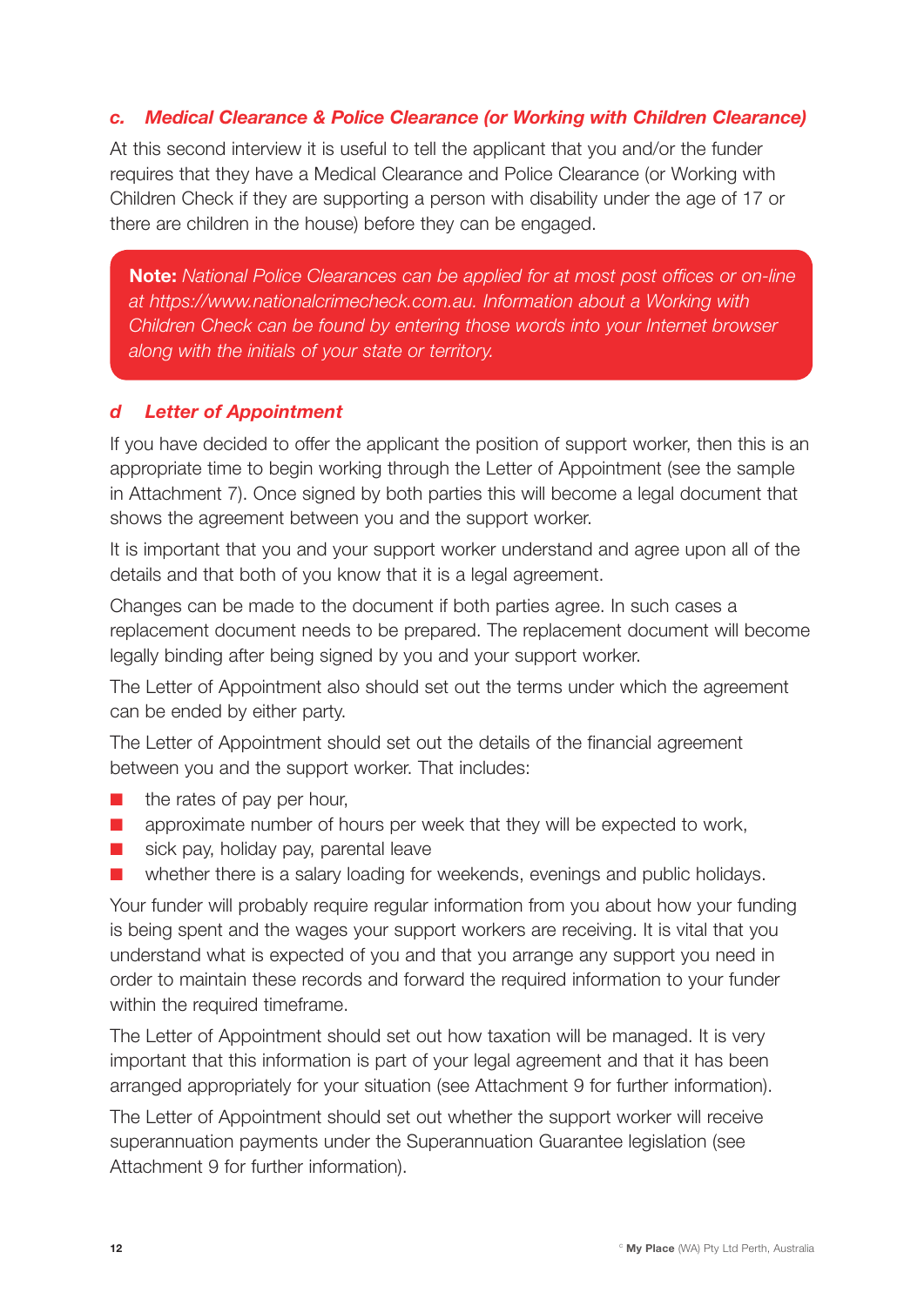### *c. Medical Clearance & Police Clearance (or Working with Children Clearance)*

At this second interview it is useful to tell the applicant that you and/or the funder requires that they have a Medical Clearance and Police Clearance (or Working with Children Check if they are supporting a person with disability under the age of 17 or there are children in the house) before they can be engaged.

> **Note:** *National Police Clearances can be applied for at most post offices or on-line at https://www.nationalcrimecheck.com.au. Information about a Working with Children Check can be found by entering those words into your Internet browser along with the initials of your state or territory.*

### *d Letter of Appointment*

If you have decided to offer the applicant the position of support worker, then this is an appropriate time to begin working through the Letter of Appointment (see the sample in Attachment 7). Once signed by both parties this will become a legal document that shows the agreement between you and the support worker.

It is important that you and your support worker understand and agree upon all of the details and that both of you know that it is a legal agreement.

Changes can be made to the document if both parties agree. In such cases a replacement document needs to be prepared. The replacement document will become legally binding after being signed by you and your support worker.

The Letter of Appointment also should set out the terms under which the agreement can be ended by either party.

The Letter of Appointment should set out the details of the financial agreement between you and the support worker. That includes:

- the rates of pay per hour,
- approximate number of hours per week that they will be expected to work,
- sick pay, holiday pay, parental leave
- whether there is a salary loading for weekends, evenings and public holidays.

Your funder will probably require regular information from you about how your funding is being spent and the wages your support workers are receiving. It is vital that you understand what is expected of you and that you arrange any support you need in order to maintain these records and forward the required information to your funder within the required timeframe.

The Letter of Appointment should set out how taxation will be managed. It is very important that this information is part of your legal agreement and that it has been arranged appropriately for your situation (see Attachment 9 for further information).

The Letter of Appointment should set out whether the support worker will receive superannuation payments under the Superannuation Guarantee legislation (see Attachment 9 for further information).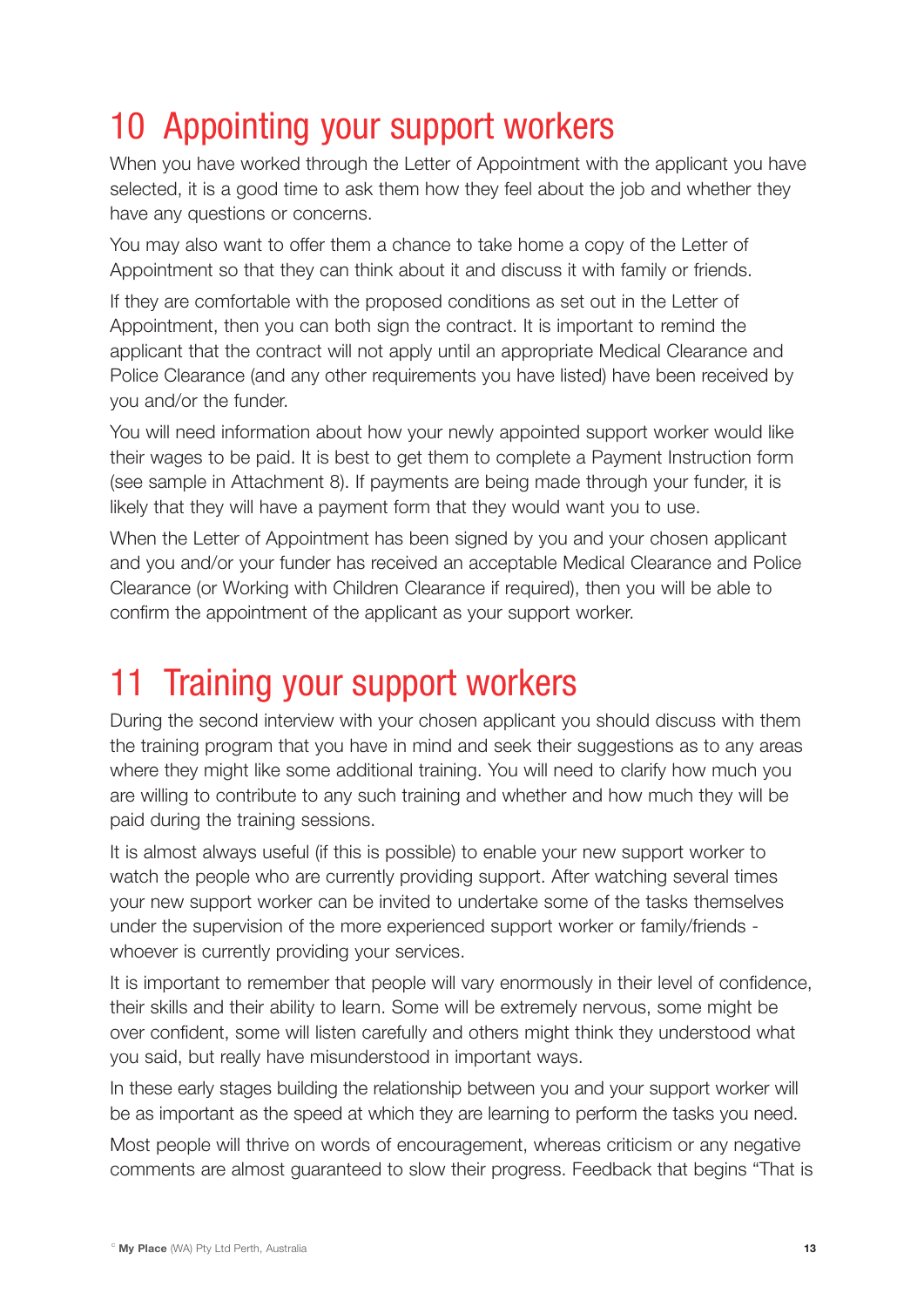# 10 Appointing your support workers

When you have worked through the Letter of Appointment with the applicant you have selected, it is a good time to ask them how they feel about the job and whether they have any questions or concerns.

You may also want to offer them a chance to take home a copy of the Letter of Appointment so that they can think about it and discuss it with family or friends.

If they are comfortable with the proposed conditions as set out in the Letter of Appointment, then you can both sign the contract. It is important to remind the applicant that the contract will not apply until an appropriate Medical Clearance and Police Clearance (and any other requirements you have listed) have been received by you and/or the funder.

You will need information about how your newly appointed support worker would like their wages to be paid. It is best to get them to complete a Payment Instruction form (see sample in Attachment 8). If payments are being made through your funder, it is likely that they will have a payment form that they would want you to use.

When the Letter of Appointment has been signed by you and your chosen applicant and you and/or your funder has received an acceptable Medical Clearance and Police Clearance (or Working with Children Clearance if required), then you will be able to confirm the appointment of the applicant as your support worker.

# 11 Training your support workers

During the second interview with your chosen applicant you should discuss with them the training program that you have in mind and seek their suggestions as to any areas where they might like some additional training. You will need to clarify how much you are willing to contribute to any such training and whether and how much they will be paid during the training sessions.

It is almost always useful (if this is possible) to enable your new support worker to watch the people who are currently providing support. After watching several times your new support worker can be invited to undertake some of the tasks themselves under the supervision of the more experienced support worker or family/friends - whoever is currently providing your services.

It is important to remember that people will vary enormously in their level of confidence, their skills and their ability to learn. Some will be extremely nervous, some might be over confident, some will listen carefully and others might think they understood what you said, but really have misunderstood in important ways.

In these early stages building the relationship between you and your support worker will be as important as the speed at which they are learning to perform the tasks you need.

Most people will thrive on words of encouragement, whereas criticism or any negative comments are almost guaranteed to slow their progress. Feedback that begins "That is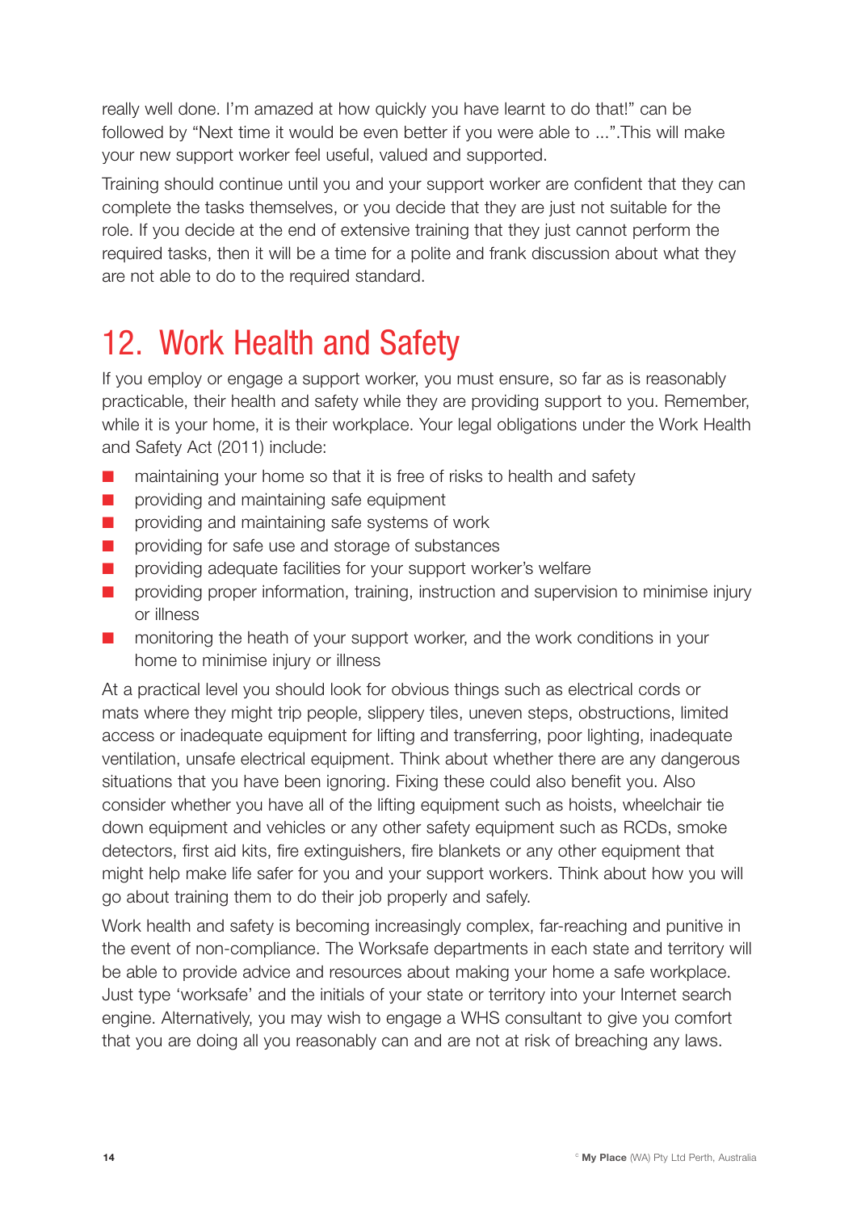really well done. I'm amazed at how quickly you have learnt to do that!" can be followed by "Next time it would be even better if you were able to ...".This will make your new support worker feel useful, valued and supported.

Training should continue until you and your support worker are confident that they can complete the tasks themselves, or you decide that they are just not suitable for the role. If you decide at the end of extensive training that they just cannot perform the required tasks, then it will be a time for a polite and frank discussion about what they are not able to do to the required standard.

## 12. Work Health and Safety

If you employ or engage a support worker, you must ensure, so far as is reasonably practicable, their health and safety while they are providing support to you. Remember, while it is your home, it is their workplace. Your legal obligations under the Work Health and Safety Act (2011) include:

- maintaining your home so that it is free of risks to health and safety
- providing and maintaining safe equipment
- providing and maintaining safe systems of work
- providing for safe use and storage of substances
- providing adequate facilities for your support worker's welfare
- providing proper information, training, instruction and supervision to minimise injury or illness
- monitoring the heath of your support worker, and the work conditions in your home to minimise injury or illness

At a practical level you should look for obvious things such as electrical cords or mats where they might trip people, slippery tiles, uneven steps, obstructions, limited access or inadequate equipment for lifting and transferring, poor lighting, inadequate ventilation, unsafe electrical equipment. Think about whether there are any dangerous situations that you have been ignoring. Fixing these could also benefit you. Also consider whether you have all of the lifting equipment such as hoists, wheelchair tie down equipment and vehicles or any other safety equipment such as RCDs, smoke detectors, first aid kits, fire extinguishers, fire blankets or any other equipment that might help make life safer for you and your support workers. Think about how you will go about training them to do their job properly and safely.

Work health and safety is becoming increasingly complex, far-reaching and punitive in the event of non-compliance. The Worksafe departments in each state and territory will be able to provide advice and resources about making your home a safe workplace. Just type 'worksafe' and the initials of your state or territory into your Internet search engine. Alternatively, you may wish to engage a WHS consultant to give you comfort that you are doing all you reasonably can and are not at risk of breaching any laws.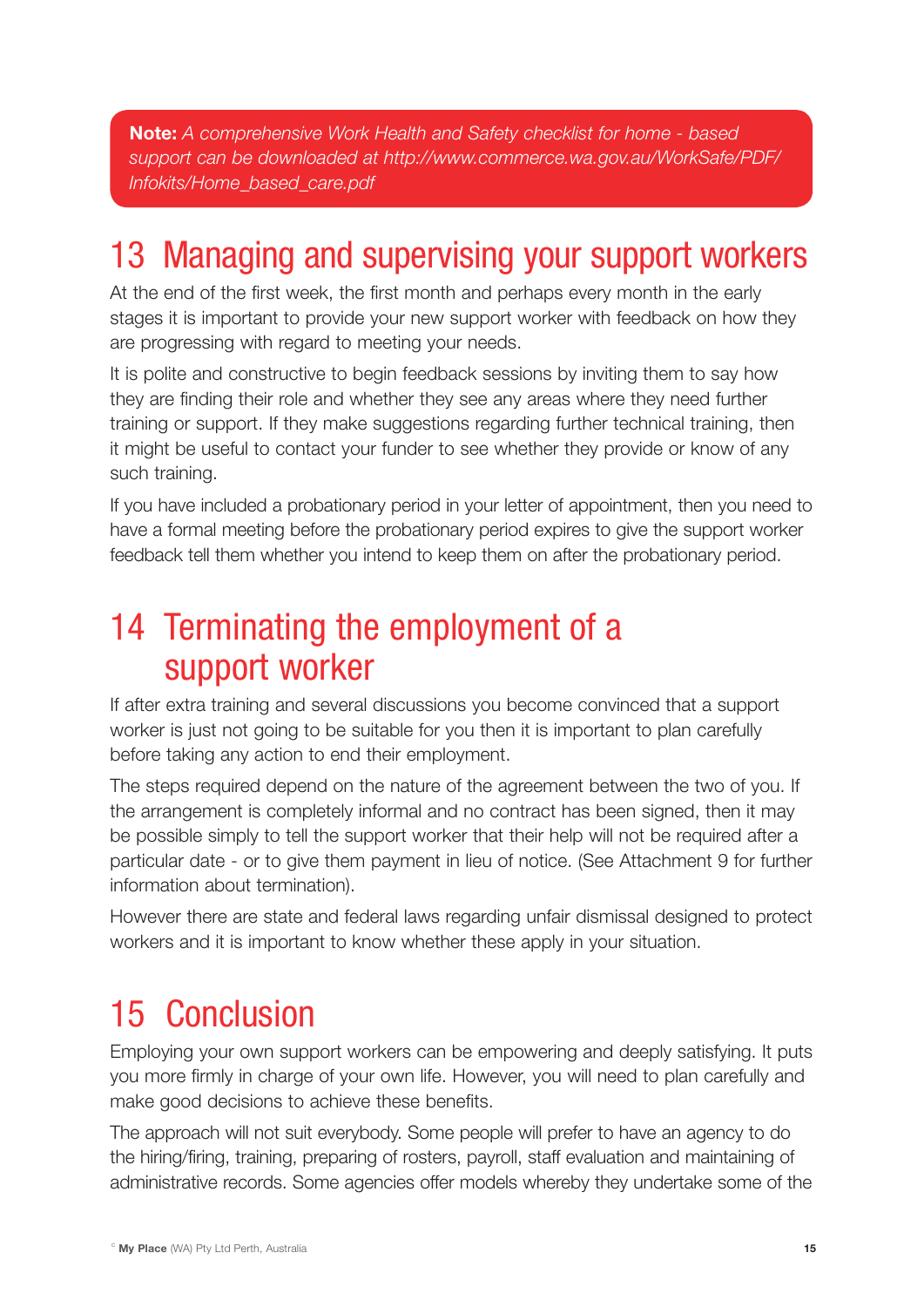**Note:** *A comprehensive Work Health and Safety checklist for home - based support can be downloaded at http://www.commerce.wa.gov.au/WorkSafe/PDF/Infokits/Home_based_care.pdf*

# 13 Managing and supervising your support workers

At the end of the first week, the first month and perhaps every month in the early stages it is important to provide your new support worker with feedback on how they are progressing with regard to meeting your needs.

It is polite and constructive to begin feedback sessions by inviting them to say how they are finding their role and whether they see any areas where they need further training or support. If they make suggestions regarding further technical training, then it might be useful to contact your funder to see whether they provide or know of any such training.

If you have included a probationary period in your letter of appointment, then you need to have a formal meeting before the probationary period expires to give the support worker feedback tell them whether you intend to keep them on after the probationary period.

# 14 Terminating the employment of a support worker

If after extra training and several discussions you become convinced that a support worker is just not going to be suitable for you then it is important to plan carefully before taking any action to end their employment.

The steps required depend on the nature of the agreement between the two of you. If the arrangement is completely informal and no contract has been signed, then it may be possible simply to tell the support worker that their help will not be required after a particular date - or to give them payment in lieu of notice. (See Attachment 9 for further information about termination).

However there are state and federal laws regarding unfair dismissal designed to protect workers and it is important to know whether these apply in your situation.

# 15 Conclusion

Employing your own support workers can be empowering and deeply satisfying. It puts you more firmly in charge of your own life. However, you will need to plan carefully and make good decisions to achieve these benefits.

The approach will not suit everybody. Some people will prefer to have an agency to do the hiring/firing, training, preparing of rosters, payroll, staff evaluation and maintaining of administrative records. Some agencies offer models whereby they undertake some of the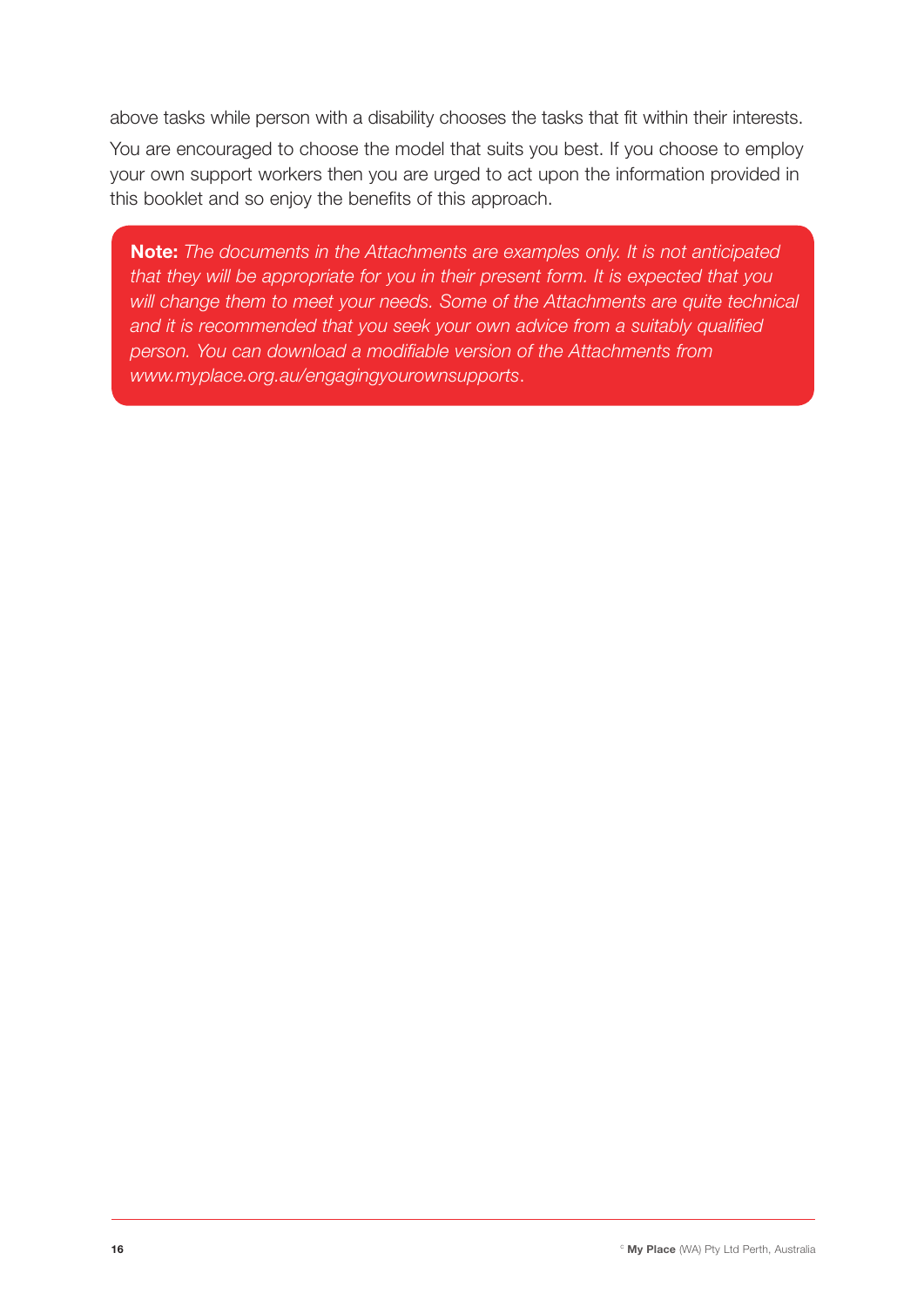above tasks while person with a disability chooses the tasks that fit within their interests.

You are encouraged to choose the model that suits you best. If you choose to employ your own support workers then you are urged to act upon the information provided in this booklet and so enjoy the benefits of this approach.

**Note:** *The documents in the Attachments are examples only. It is not anticipated that they will be appropriate for you in their present form. It is expected that you will change them to meet your needs. Some of the Attachments are quite technical and it is recommended that you seek your own advice from a suitably qualified person. You can download a modifiable version of the Attachments from www.myplace.org.au/engagingyourownsupports.*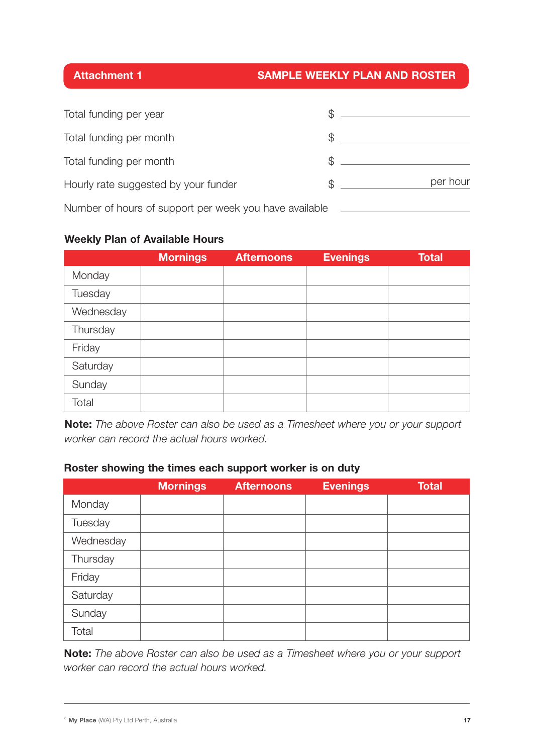## Attachment 1 — SAMPLE WEEKLY PLAN AND ROSTER

Total funding per year $ ____________________

Total funding per month $ ____________________

Total funding per month $ ____________________

Hourly rate suggested by your funder $ ____________ per hour

Number of hours of support per week you have available ____________________

### Weekly Plan of Available Hours

| | Mornings | Afternoons | Evenings | Total |
|---|---|---|---|---|
| Monday | | | | |
| Tuesday | | | | |
| Wednesday | | | | |
| Thursday | | | | |
| Friday | | | | |
| Saturday | | | | |
| Sunday | | | | |
| Total | | | | |

**Note:** *The above Roster can also be used as a Timesheet where you or your support worker can record the actual hours worked.*

### Roster showing the times each support worker is on duty

| | Mornings | Afternoons | Evenings | Total |
|---|---|---|---|---|
| Monday | | | | |
| Tuesday | | | | |
| Wednesday | | | | |
| Thursday | | | | |
| Friday | | | | |
| Saturday | | | | |
| Sunday | | | | |
| Total | | | | |

**Note:** *The above Roster can also be used as a Timesheet where you or your support worker can record the actual hours worked.*

© **My Place** (WA) Pty Ltd Perth, Australia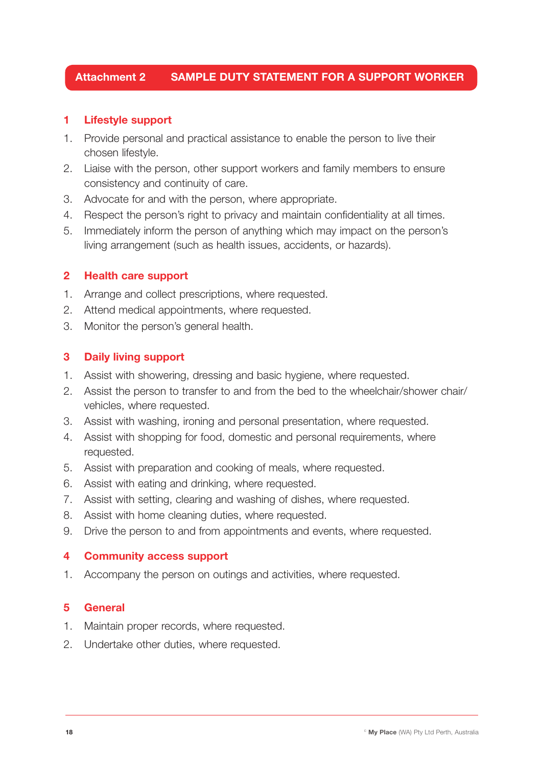# Attachment 2 SAMPLE DUTY STATEMENT FOR A SUPPORT WORKER

## 1 Lifestyle support

1. Provide personal and practical assistance to enable the person to live their chosen lifestyle.
2. Liaise with the person, other support workers and family members to ensure consistency and continuity of care.
3. Advocate for and with the person, where appropriate.
4. Respect the person's right to privacy and maintain confidentiality at all times.
5. Immediately inform the person of anything which may impact on the person's living arrangement (such as health issues, accidents, or hazards).

## 2 Health care support

1. Arrange and collect prescriptions, where requested.
2. Attend medical appointments, where requested.
3. Monitor the person's general health.

## 3 Daily living support

1. Assist with showering, dressing and basic hygiene, where requested.
2. Assist the person to transfer to and from the bed to the wheelchair/shower chair/ vehicles, where requested.
3. Assist with washing, ironing and personal presentation, where requested.
4. Assist with shopping for food, domestic and personal requirements, where requested.
5. Assist with preparation and cooking of meals, where requested.
6. Assist with eating and drinking, where requested.
7. Assist with setting, clearing and washing of dishes, where requested.
8. Assist with home cleaning duties, where requested.
9. Drive the person to and from appointments and events, where requested.

## 4 Community access support

1. Accompany the person on outings and activities, where requested.

## 5 General

1. Maintain proper records, where requested.
2. Undertake other duties, where requested.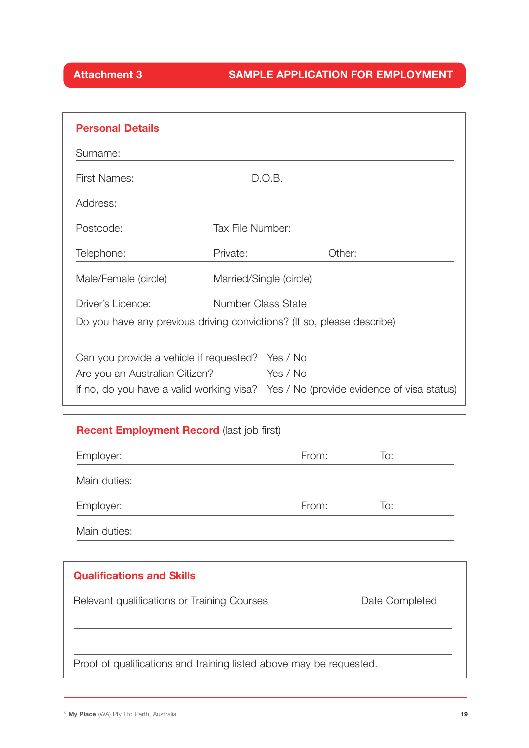## Attachment 3 — SAMPLE APPLICATION FOR EMPLOYMENT

### Personal Details

Surname:

First Names: D.O.B.

Address:

Postcode: Tax File Number:

Telephone: Private: Other:

Male/Female (circle) Married/Single (circle)

Driver's Licence: Number Class State

Do you have any previous driving convictions? (If so, please describe)

Can you provide a vehicle if requested? Yes / No

Are you an Australian Citizen? Yes / No

If no, do you have a valid working visa? Yes / No (provide evidence of visa status)

### Recent Employment Record (last job first)

Employer: From: To:

Main duties:

Employer: From: To:

Main duties:

### Qualifications and Skills

Relevant qualifications or Training Courses Date Completed

Proof of qualifications and training listed above may be requested.

© **My Place** (WA) Pty Ltd Perth, Australia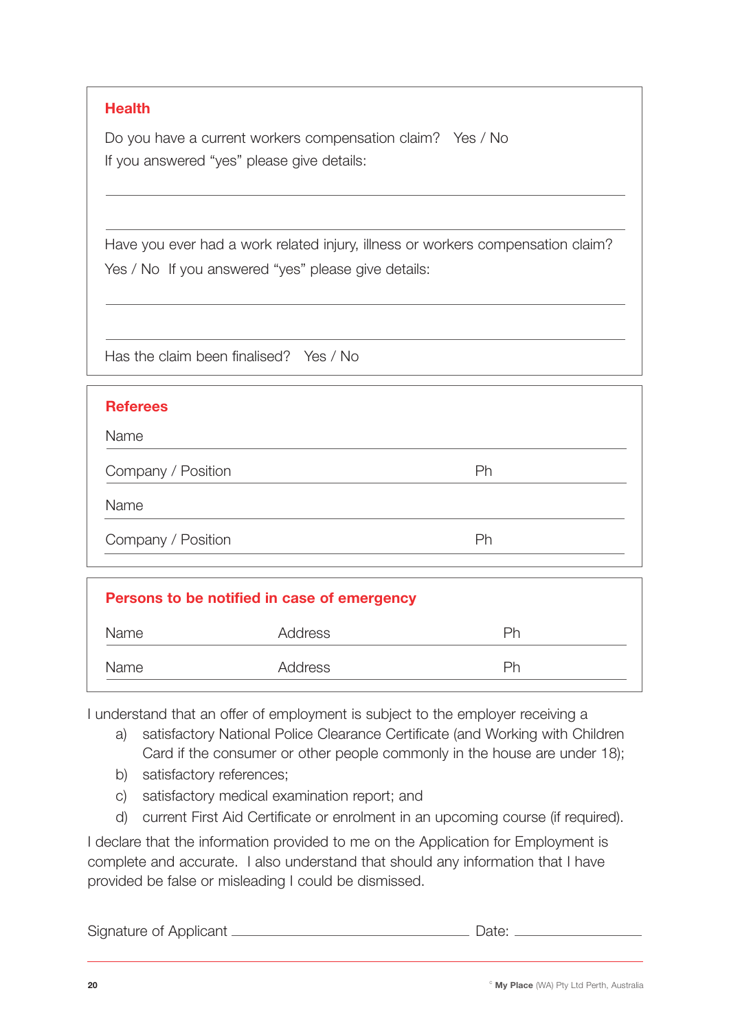## Health

Do you have a current workers compensation claim? Yes / No

If you answered "yes" please give details:

\_\_\_\_\_\_\_\_\_\_\_\_\_\_\_\_\_\_\_\_\_\_\_\_\_\_\_\_\_\_\_\_\_\_\_\_\_\_\_\_\_\_\_\_\_\_\_\_

\_\_\_\_\_\_\_\_\_\_\_\_\_\_\_\_\_\_\_\_\_\_\_\_\_\_\_\_\_\_\_\_\_\_\_\_\_\_\_\_\_\_\_\_\_\_\_\_

Have you ever had a work related injury, illness or workers compensation claim?

Yes / No If you answered "yes" please give details:

\_\_\_\_\_\_\_\_\_\_\_\_\_\_\_\_\_\_\_\_\_\_\_\_\_\_\_\_\_\_\_\_\_\_\_\_\_\_\_\_\_\_\_\_\_\_\_\_

\_\_\_\_\_\_\_\_\_\_\_\_\_\_\_\_\_\_\_\_\_\_\_\_\_\_\_\_\_\_\_\_\_\_\_\_\_\_\_\_\_\_\_\_\_\_\_\_

Has the claim been finalised? Yes / No

## Referees

Name \_\_\_\_\_\_\_\_\_\_\_\_\_\_\_\_\_\_\_\_\_\_\_\_\_\_\_\_\_\_\_\_\_\_\_\_\_\_\_\_\_\_

Company / Position \_\_\_\_\_\_\_\_\_\_\_\_\_\_\_\_\_\_\_\_\_\_\_\_ Ph \_\_\_\_\_\_\_\_\_\_\_\_

Name \_\_\_\_\_\_\_\_\_\_\_\_\_\_\_\_\_\_\_\_\_\_\_\_\_\_\_\_\_\_\_\_\_\_\_\_\_\_\_\_\_\_

Company / Position \_\_\_\_\_\_\_\_\_\_\_\_\_\_\_\_\_\_\_\_\_\_\_\_ Ph \_\_\_\_\_\_\_\_\_\_\_\_

## Persons to be notified in case of emergency

Name \_\_\_\_\_\_\_\_\_\_\_\_ Address \_\_\_\_\_\_\_\_\_\_\_\_\_\_\_\_\_\_ Ph \_\_\_\_\_\_\_\_\_\_\_\_

Name \_\_\_\_\_\_\_\_\_\_\_\_ Address \_\_\_\_\_\_\_\_\_\_\_\_\_\_\_\_\_\_ Ph \_\_\_\_\_\_\_\_\_\_\_\_

I understand that an offer of employment is subject to the employer receiving a

a) satisfactory National Police Clearance Certificate (and Working with Children Card if the consumer or other people commonly in the house are under 18);
b) satisfactory references;
c) satisfactory medical examination report; and
d) current First Aid Certificate or enrolment in an upcoming course (if required).

I declare that the information provided to me on the Application for Employment is complete and accurate. I also understand that should any information that I have provided be false or misleading I could be dismissed.

Signature of Applicant \_\_\_\_\_\_\_\_\_\_\_\_\_\_\_\_\_\_\_\_\_\_\_\_\_\_\_\_\_\_ Date: \_\_\_\_\_\_\_\_\_\_\_\_\_\_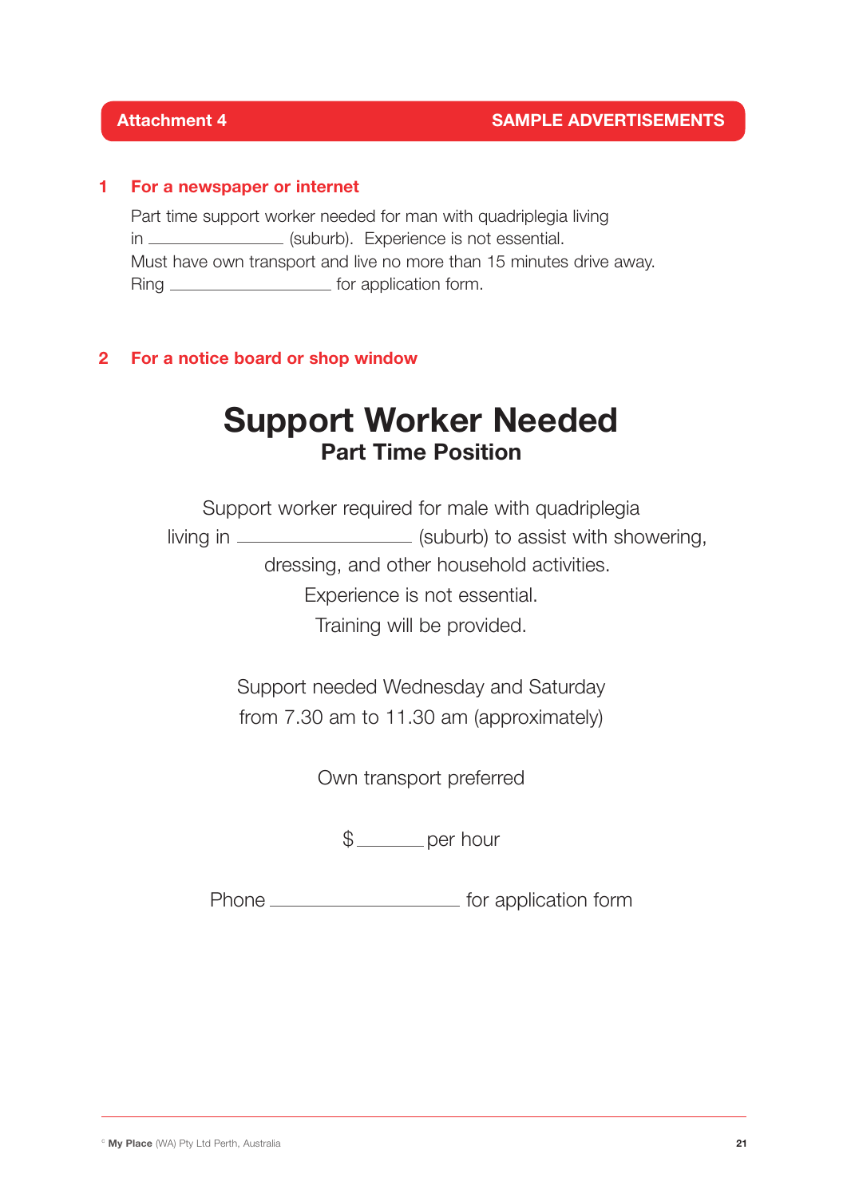## Attachment 4 — SAMPLE ADVERTISEMENTS

### 1 For a newspaper or internet

Part time support worker needed for man with quadriplegia living in \_\_\_\_\_\_\_\_\_\_\_\_\_\_\_\_ (suburb). Experience is not essential.
Must have own transport and live no more than 15 minutes drive away.
Ring \_\_\_\_\_\_\_\_\_\_\_\_\_\_\_\_\_\_\_ for application form.

### 2 For a notice board or shop window

# Support Worker Needed

## Part Time Position

Support worker required for male with quadriplegia living in \_\_\_\_\_\_\_\_\_\_\_\_\_\_\_\_\_\_\_ (suburb) to assist with showering, dressing, and other household activities.
Experience is not essential.
Training will be provided.

Support needed Wednesday and Saturday from 7.30 am to 11.30 am (approximately)

Own transport preferred

$\_\_\_\_\_\_\_ per hour

Phone \_\_\_\_\_\_\_\_\_\_\_\_\_\_\_\_\_\_\_\_\_ for application form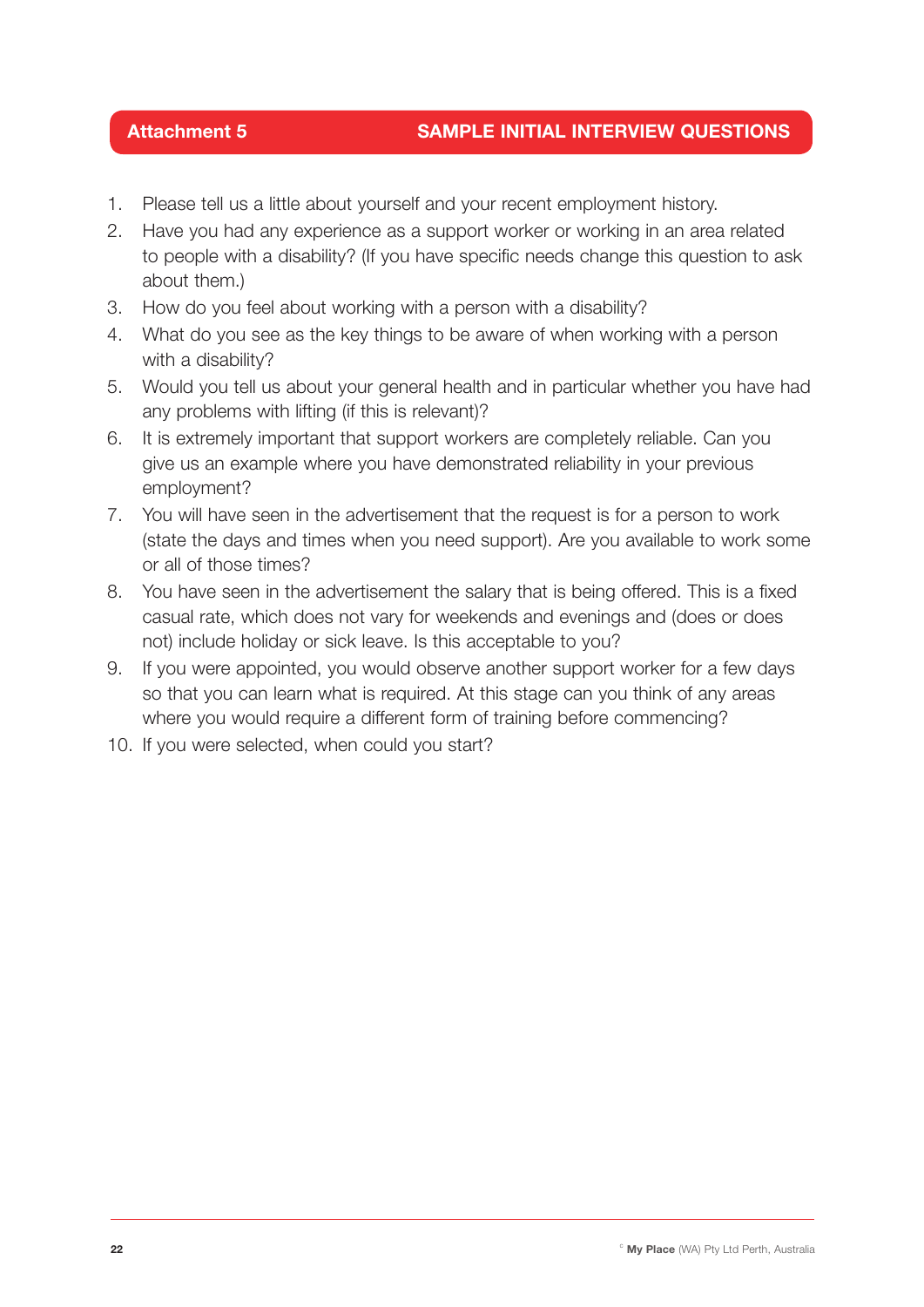## Attachment 5 — SAMPLE INITIAL INTERVIEW QUESTIONS

1. Please tell us a little about yourself and your recent employment history.
2. Have you had any experience as a support worker or working in an area related to people with a disability? (If you have specific needs change this question to ask about them.)
3. How do you feel about working with a person with a disability?
4. What do you see as the key things to be aware of when working with a person with a disability?
5. Would you tell us about your general health and in particular whether you have had any problems with lifting (if this is relevant)?
6. It is extremely important that support workers are completely reliable. Can you give us an example where you have demonstrated reliability in your previous employment?
7. You will have seen in the advertisement that the request is for a person to work (state the days and times when you need support). Are you available to work some or all of those times?
8. You have seen in the advertisement the salary that is being offered. This is a fixed casual rate, which does not vary for weekends and evenings and (does or does not) include holiday or sick leave. Is this acceptable to you?
9. If you were appointed, you would observe another support worker for a few days so that you can learn what is required. At this stage can you think of any areas where you would require a different form of training before commencing?
10. If you were selected, when could you start?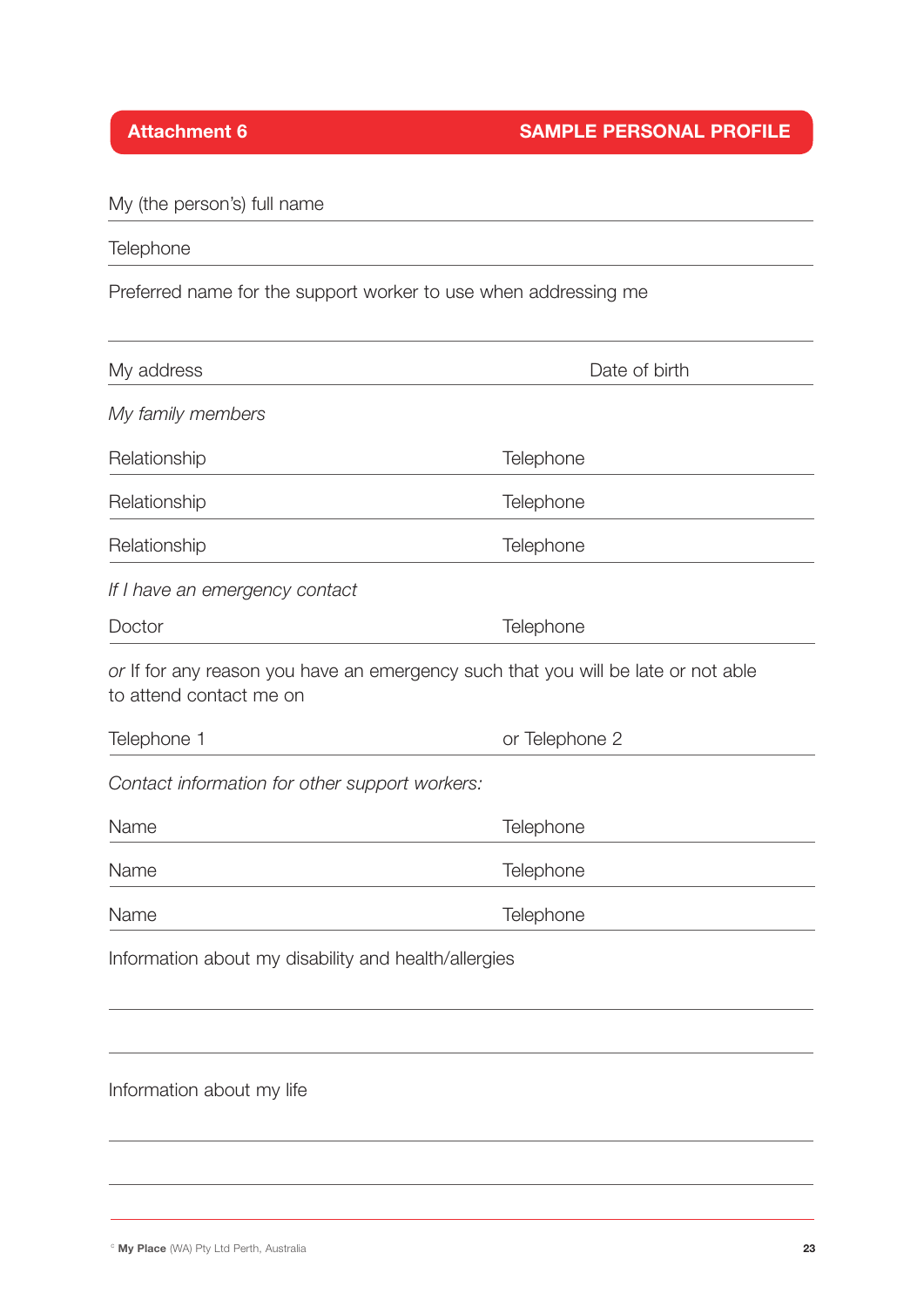## Attachment 6 — SAMPLE PERSONAL PROFILE

My (the person's) full name

Telephone

Preferred name for the support worker to use when addressing me

My address | Date of birth

*My family members*

| Relationship | Telephone |
|---|---|
| Relationship | Telephone |
| Relationship | Telephone |

*If I have an emergency contact*

Doctor | Telephone

*or* If for any reason you have an emergency such that you will be late or not able to attend contact me on

Telephone 1 | or Telephone 2

*Contact information for other support workers:*

| Name | Telephone |
|---|---|
| Name | Telephone |
| Name | Telephone |

Information about my disability and health/allergies

Information about my life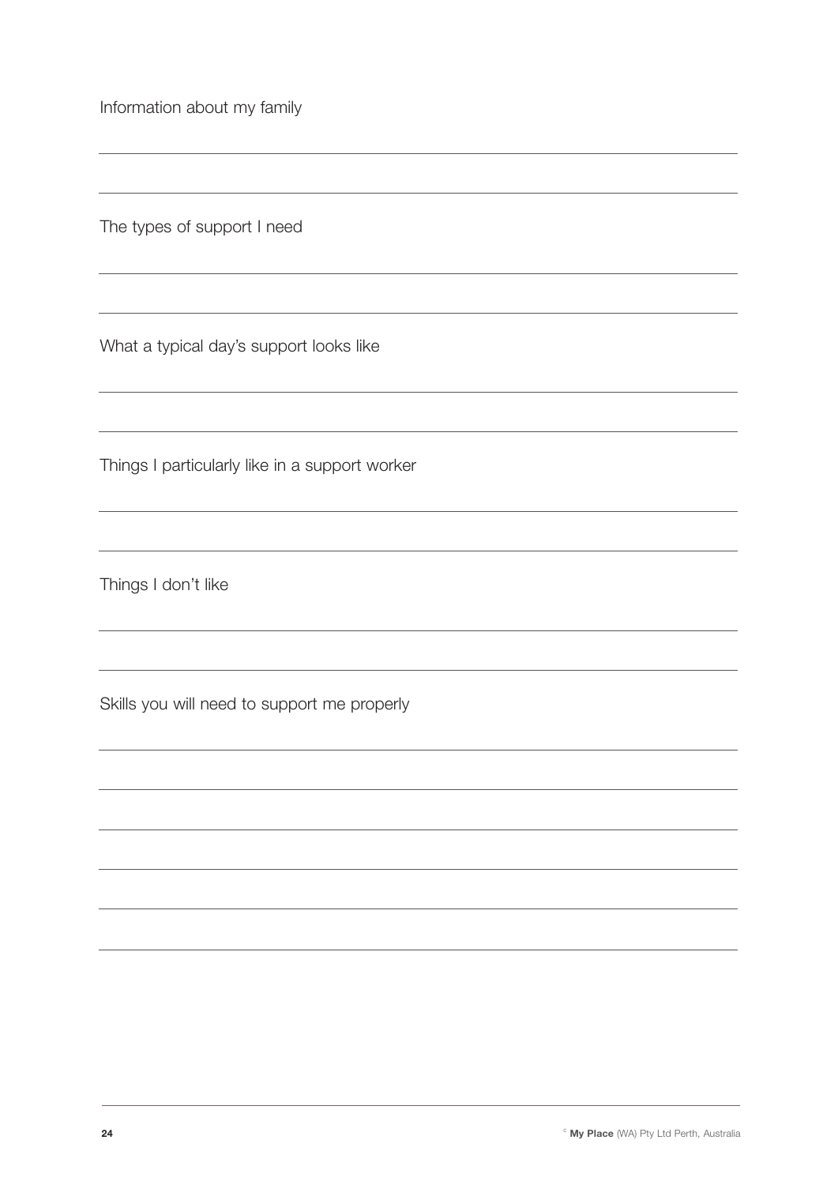Information about my family

The types of support I need

What a typical day's support looks like

Things I particularly like in a support worker

Things I don't like

Skills you will need to support me properly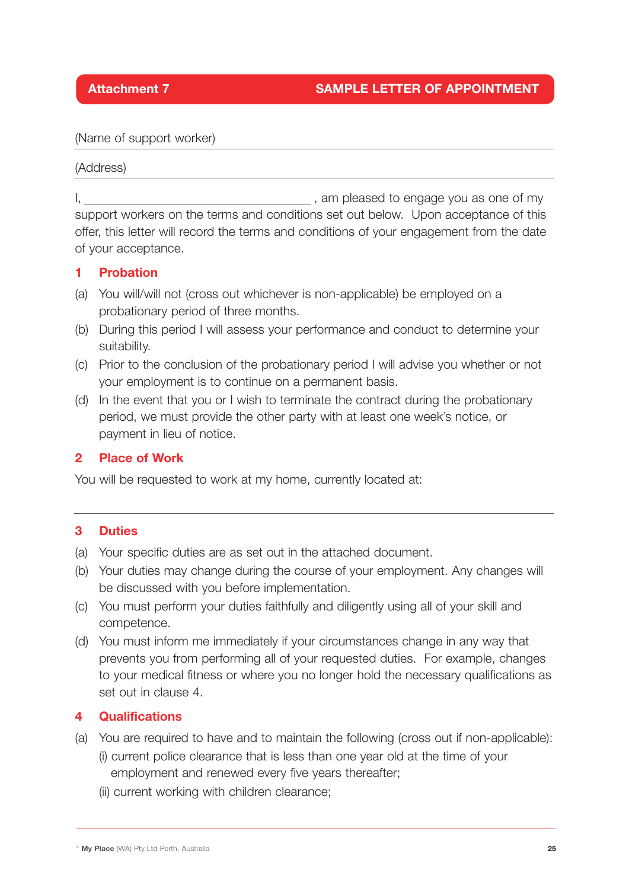## Attachment 7 — SAMPLE LETTER OF APPOINTMENT

(Name of support worker)

---

(Address)

---

I, ___________________________________ , am pleased to engage you as one of my support workers on the terms and conditions set out below. Upon acceptance of this offer, this letter will record the terms and conditions of your engagement from the date of your acceptance.

### 1 Probation

(a) You will/will not (cross out whichever is non-applicable) be employed on a probationary period of three months.

(b) During this period I will assess your performance and conduct to determine your suitability.

(c) Prior to the conclusion of the probationary period I will advise you whether or not your employment is to continue on a permanent basis.

(d) In the event that you or I wish to terminate the contract during the probationary period, we must provide the other party with at least one week's notice, or payment in lieu of notice.

### 2 Place of Work

You will be requested to work at my home, currently located at:

---

### 3 Duties

(a) Your specific duties are as set out in the attached document.

(b) Your duties may change during the course of your employment. Any changes will be discussed with you before implementation.

(c) You must perform your duties faithfully and diligently using all of your skill and competence.

(d) You must inform me immediately if your circumstances change in any way that prevents you from performing all of your requested duties. For example, changes to your medical fitness or where you no longer hold the necessary qualifications as set out in clause 4.

### 4 Qualifications

(a) You are required to have and to maintain the following (cross out if non-applicable):

(i) current police clearance that is less than one year old at the time of your employment and renewed every five years thereafter;

(ii) current working with children clearance;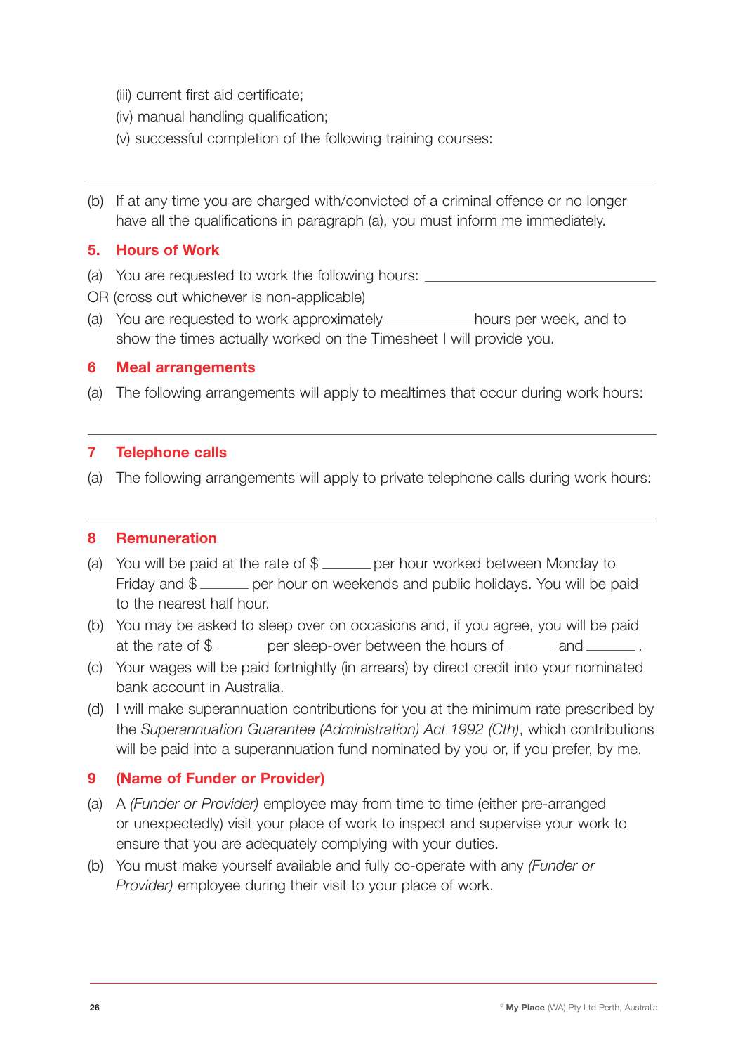(iii) current first aid certificate;

(iv) manual handling qualification;

(v) successful completion of the following training courses:

---

(b) If at any time you are charged with/convicted of a criminal offence or no longer have all the qualifications in paragraph (a), you must inform me immediately.

## 5. Hours of Work

(a) You are requested to work the following hours: ______________________________

OR (cross out whichever is non-applicable)

(a) You are requested to work approximately ____________ hours per week, and to show the times actually worked on the Timesheet I will provide you.

## 6 Meal arrangements

(a) The following arrangements will apply to mealtimes that occur during work hours:

---

## 7 Telephone calls

(a) The following arrangements will apply to private telephone calls during work hours:

---

## 8 Remuneration

(a) You will be paid at the rate of $ _______ per hour worked between Monday to Friday and $ _______ per hour on weekends and public holidays. You will be paid to the nearest half hour.

(b) You may be asked to sleep over on occasions and, if you agree, you will be paid at the rate of $ _______ per sleep-over between the hours of _______ and _______ .

(c) Your wages will be paid fortnightly (in arrears) by direct credit into your nominated bank account in Australia.

(d) I will make superannuation contributions for you at the minimum rate prescribed by the *Superannuation Guarantee (Administration) Act 1992 (Cth)*, which contributions will be paid into a superannuation fund nominated by you or, if you prefer, by me.

## 9 (Name of Funder or Provider)

(a) A *(Funder or Provider)* employee may from time to time (either pre-arranged or unexpectedly) visit your place of work to inspect and supervise your work to ensure that you are adequately complying with your duties.

(b) You must make yourself available and fully co-operate with any *(Funder or Provider)* employee during their visit to your place of work.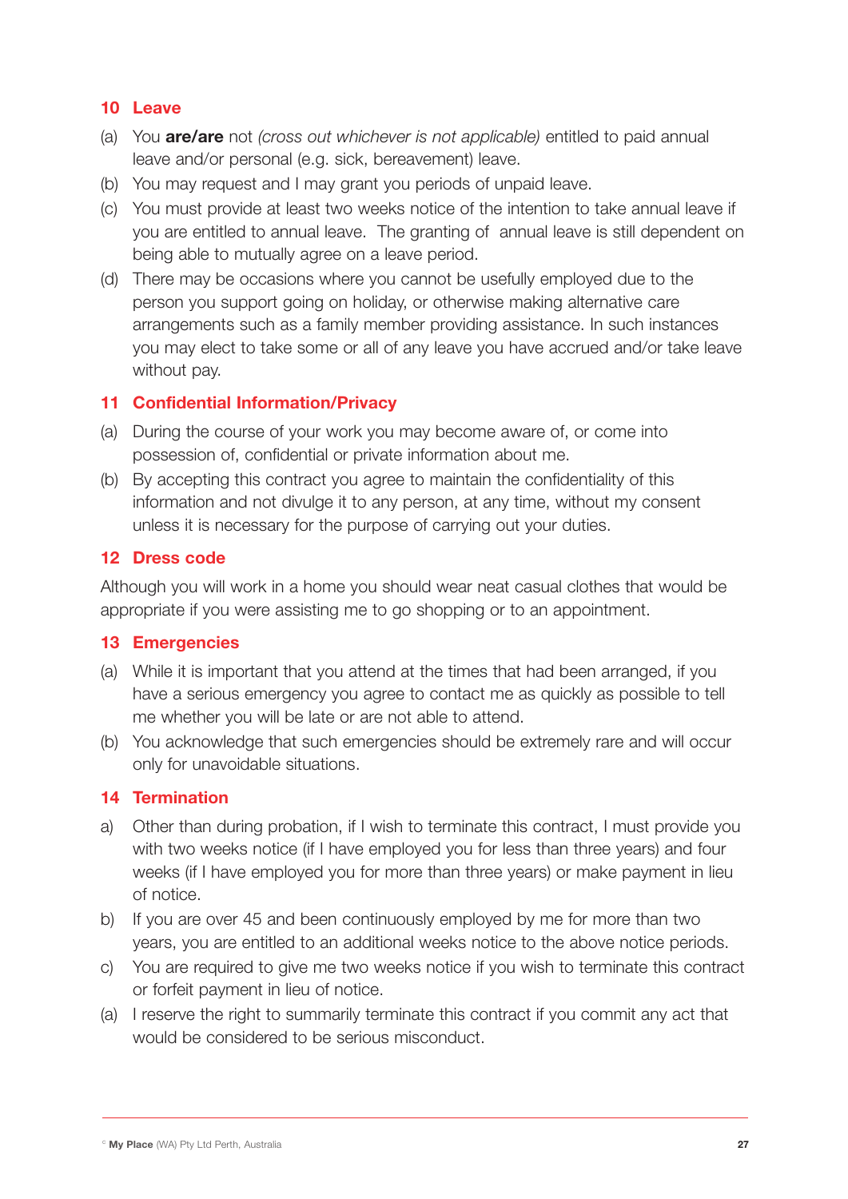## 10 Leave

(a) You **are/are** not *(cross out whichever is not applicable)* entitled to paid annual leave and/or personal (e.g. sick, bereavement) leave.

(b) You may request and I may grant you periods of unpaid leave.

(c) You must provide at least two weeks notice of the intention to take annual leave if you are entitled to annual leave. The granting of annual leave is still dependent on being able to mutually agree on a leave period.

(d) There may be occasions where you cannot be usefully employed due to the person you support going on holiday, or otherwise making alternative care arrangements such as a family member providing assistance. In such instances you may elect to take some or all of any leave you have accrued and/or take leave without pay.

## 11 Confidential Information/Privacy

(a) During the course of your work you may become aware of, or come into possession of, confidential or private information about me.

(b) By accepting this contract you agree to maintain the confidentiality of this information and not divulge it to any person, at any time, without my consent unless it is necessary for the purpose of carrying out your duties.

## 12 Dress code

Although you will work in a home you should wear neat casual clothes that would be appropriate if you were assisting me to go shopping or to an appointment.

## 13 Emergencies

(a) While it is important that you attend at the times that had been arranged, if you have a serious emergency you agree to contact me as quickly as possible to tell me whether you will be late or are not able to attend.

(b) You acknowledge that such emergencies should be extremely rare and will occur only for unavoidable situations.

## 14 Termination

a) Other than during probation, if I wish to terminate this contract, I must provide you with two weeks notice (if I have employed you for less than three years) and four weeks (if I have employed you for more than three years) or make payment in lieu of notice.

b) If you are over 45 and been continuously employed by me for more than two years, you are entitled to an additional weeks notice to the above notice periods.

c) You are required to give me two weeks notice if you wish to terminate this contract or forfeit payment in lieu of notice.

(a) I reserve the right to summarily terminate this contract if you commit any act that would be considered to be serious misconduct.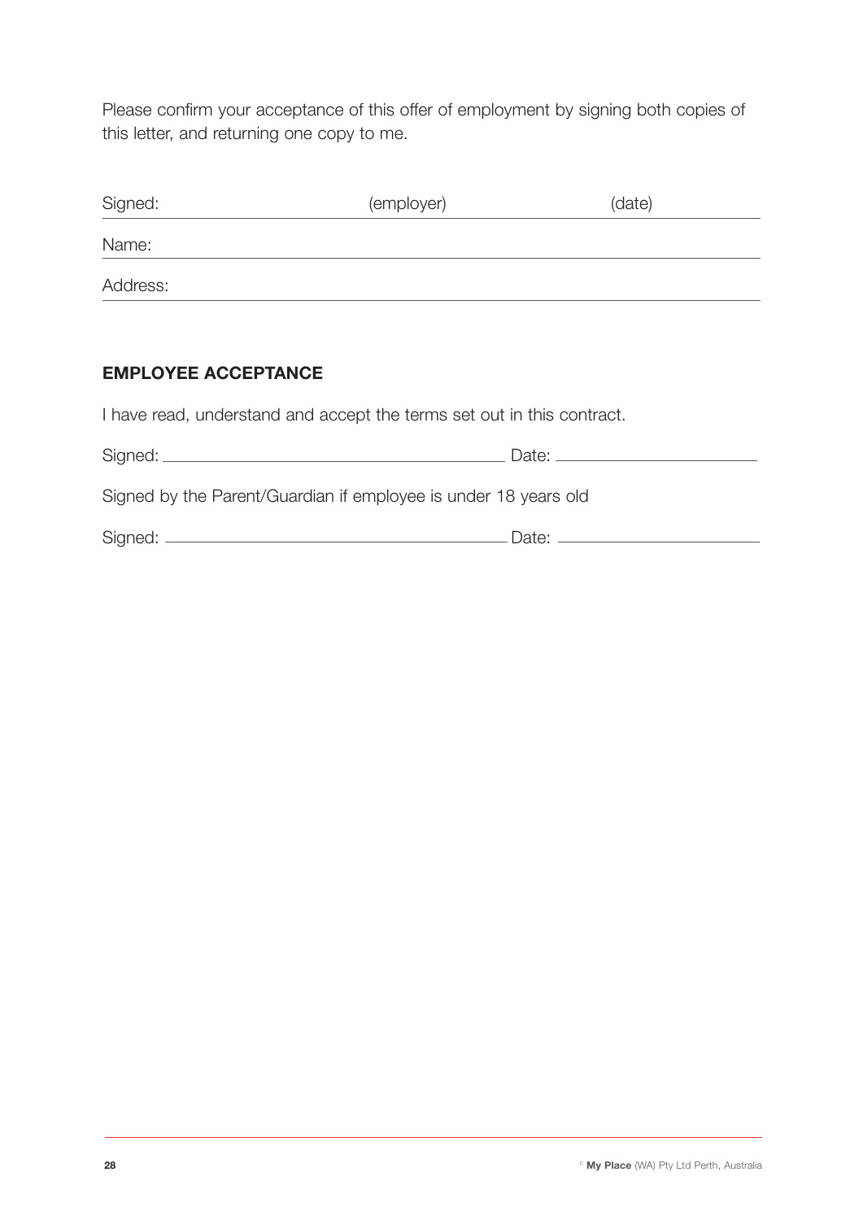Please confirm your acceptance of this offer of employment by signing both copies of this letter, and returning one copy to me.

Signed: (employer) (date) \_\_\_\_\_\_\_\_\_\_\_\_\_\_\_\_\_\_\_\_\_\_\_\_\_\_\_\_\_\_

Name: \_\_\_\_\_\_\_\_\_\_\_\_\_\_\_\_\_\_\_\_\_\_\_\_\_\_\_\_\_\_

Address: \_\_\_\_\_\_\_\_\_\_\_\_\_\_\_\_\_\_\_\_\_\_\_\_\_\_\_\_\_\_

**EMPLOYEE ACCEPTANCE**

I have read, understand and accept the terms set out in this contract.

Signed: \_\_\_\_\_\_\_\_\_\_\_\_\_\_\_\_\_\_\_\_\_\_\_\_\_\_\_\_\_\_ Date: \_\_\_\_\_\_\_\_\_\_\_\_\_\_\_\_\_\_\_\_

Signed by the Parent/Guardian if employee is under 18 years old

Signed: \_\_\_\_\_\_\_\_\_\_\_\_\_\_\_\_\_\_\_\_\_\_\_\_\_\_\_\_\_\_ Date: \_\_\_\_\_\_\_\_\_\_\_\_\_\_\_\_\_\_\_\_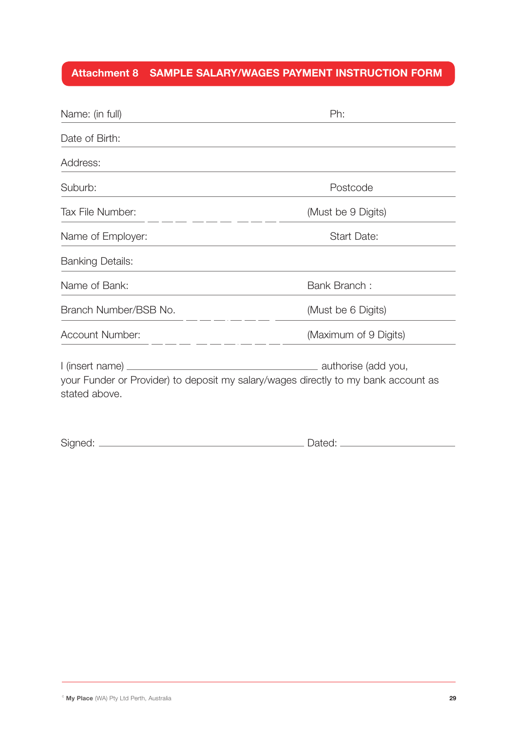## Attachment 8 SAMPLE SALARY/WAGES PAYMENT INSTRUCTION FORM

Name: (in full) ______________________ Ph: ______________________

Date of Birth: ______________________

Address: ______________________

Suburb: ______________________ Postcode ______________________

Tax File Number: _ _ _ _ _ _ _ _ _ (Must be 9 Digits)

Name of Employer: ______________________ Start Date: ______________________

Banking Details: ______________________

Name of Bank: ______________________ Bank Branch : ______________________

Branch Number/BSB No. _ _ _ _ _ _ (Must be 6 Digits)

Account Number: _ _ _ _ _ _ _ _ _ (Maximum of 9 Digits)

I (insert name) ______________________ authorise (add you, your Funder or Provider) to deposit my salary/wages directly to my bank account as stated above.

Signed: ______________________ Dated: ______________________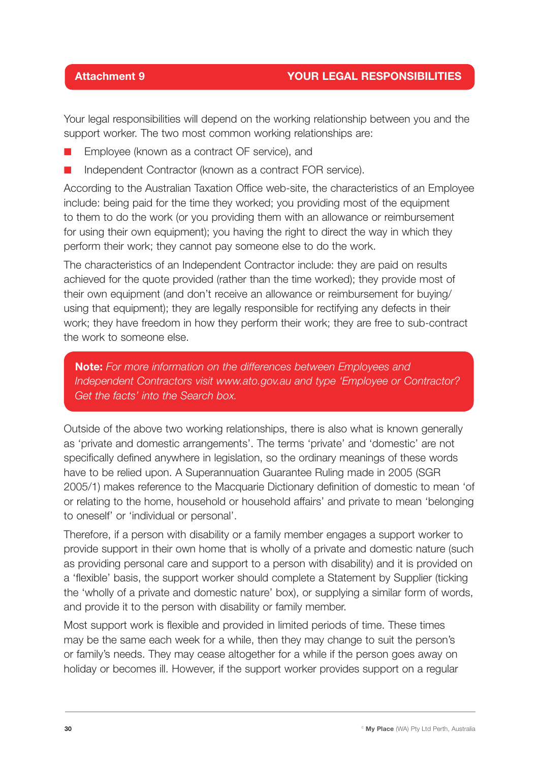## Attachment 9 — YOUR LEGAL RESPONSIBILITIES

Your legal responsibilities will depend on the working relationship between you and the support worker. The two most common working relationships are:

- Employee (known as a contract OF service), and
- Independent Contractor (known as a contract FOR service).

According to the Australian Taxation Office web-site, the characteristics of an Employee include: being paid for the time they worked; you providing most of the equipment to them to do the work (or you providing them with an allowance or reimbursement for using their own equipment); you having the right to direct the way in which they perform their work; they cannot pay someone else to do the work.

The characteristics of an Independent Contractor include: they are paid on results achieved for the quote provided (rather than the time worked); they provide most of their own equipment (and don't receive an allowance or reimbursement for buying/using that equipment); they are legally responsible for rectifying any defects in their work; they have freedom in how they perform their work; they are free to sub-contract the work to someone else.

> **Note:** *For more information on the differences between Employees and Independent Contractors visit www.ato.gov.au and type 'Employee or Contractor? Get the facts' into the Search box.*

Outside of the above two working relationships, there is also what is known generally as 'private and domestic arrangements'. The terms 'private' and 'domestic' are not specifically defined anywhere in legislation, so the ordinary meanings of these words have to be relied upon. A Superannuation Guarantee Ruling made in 2005 (SGR 2005/1) makes reference to the Macquarie Dictionary definition of domestic to mean 'of or relating to the home, household or household affairs' and private to mean 'belonging to oneself' or 'individual or personal'.

Therefore, if a person with disability or a family member engages a support worker to provide support in their own home that is wholly of a private and domestic nature (such as providing personal care and support to a person with disability) and it is provided on a 'flexible' basis, the support worker should complete a Statement by Supplier (ticking the 'wholly of a private and domestic nature' box), or supplying a similar form of words, and provide it to the person with disability or family member.

Most support work is flexible and provided in limited periods of time. These times may be the same each week for a while, then they may change to suit the person's or family's needs. They may cease altogether for a while if the person goes away on holiday or becomes ill. However, if the support worker provides support on a regular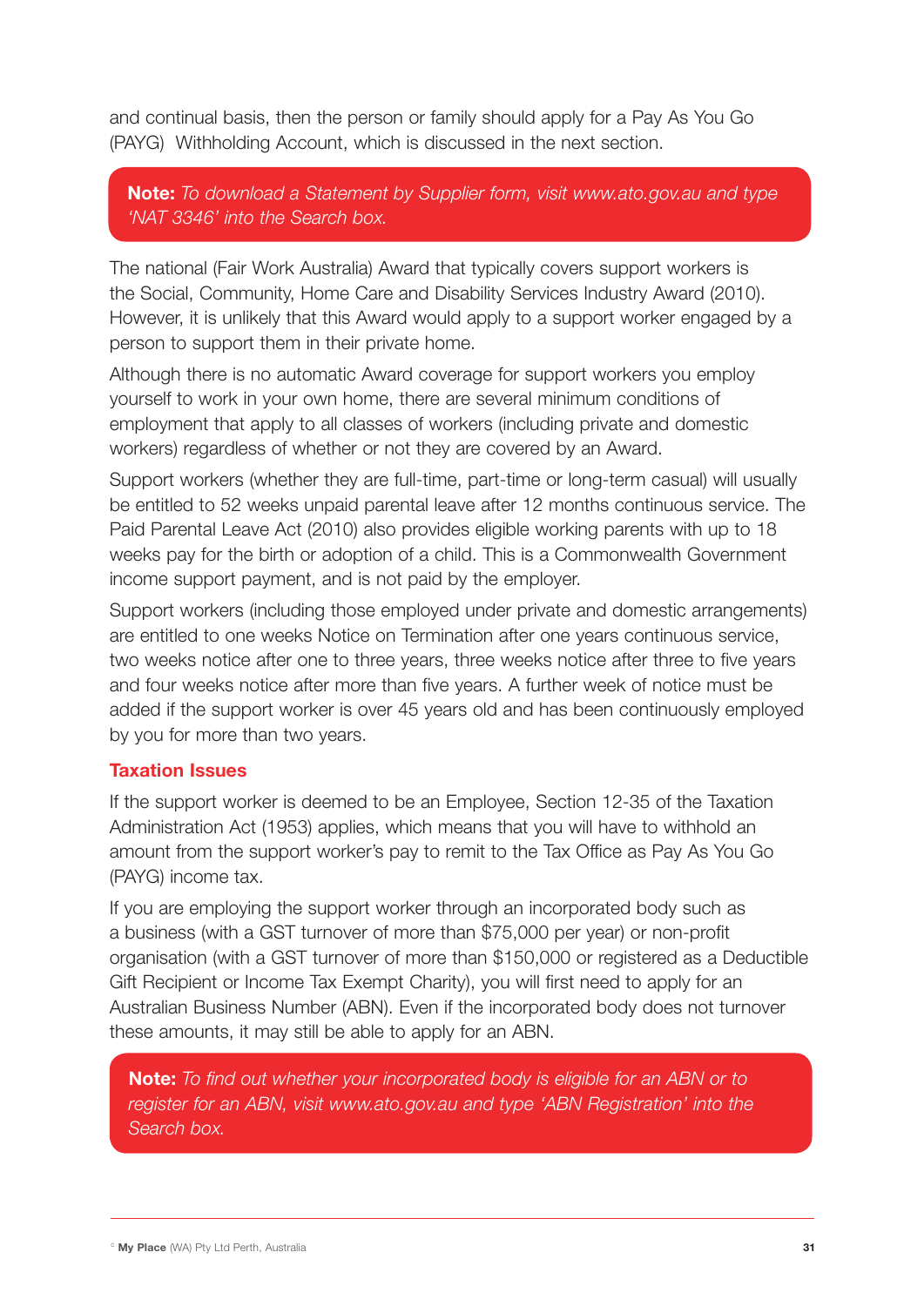and continual basis, then the person or family should apply for a Pay As You Go (PAYG) Withholding Account, which is discussed in the next section.

> **Note:** *To download a Statement by Supplier form, visit www.ato.gov.au and type 'NAT 3346' into the Search box.*

The national (Fair Work Australia) Award that typically covers support workers is the Social, Community, Home Care and Disability Services Industry Award (2010). However, it is unlikely that this Award would apply to a support worker engaged by a person to support them in their private home.

Although there is no automatic Award coverage for support workers you employ yourself to work in your own home, there are several minimum conditions of employment that apply to all classes of workers (including private and domestic workers) regardless of whether or not they are covered by an Award.

Support workers (whether they are full-time, part-time or long-term casual) will usually be entitled to 52 weeks unpaid parental leave after 12 months continuous service. The Paid Parental Leave Act (2010) also provides eligible working parents with up to 18 weeks pay for the birth or adoption of a child. This is a Commonwealth Government income support payment, and is not paid by the employer.

Support workers (including those employed under private and domestic arrangements) are entitled to one weeks Notice on Termination after one years continuous service, two weeks notice after one to three years, three weeks notice after three to five years and four weeks notice after more than five years. A further week of notice must be added if the support worker is over 45 years old and has been continuously employed by you for more than two years.

### Taxation Issues

If the support worker is deemed to be an Employee, Section 12-35 of the Taxation Administration Act (1953) applies, which means that you will have to withhold an amount from the support worker's pay to remit to the Tax Office as Pay As You Go (PAYG) income tax.

If you are employing the support worker through an incorporated body such as a business (with a GST turnover of more than $75,000 per year) or non-profit organisation (with a GST turnover of more than $150,000 or registered as a Deductible Gift Recipient or Income Tax Exempt Charity), you will first need to apply for an Australian Business Number (ABN). Even if the incorporated body does not turnover these amounts, it may still be able to apply for an ABN.

> **Note:** *To find out whether your incorporated body is eligible for an ABN or to register for an ABN, visit www.ato.gov.au and type 'ABN Registration' into the Search box.*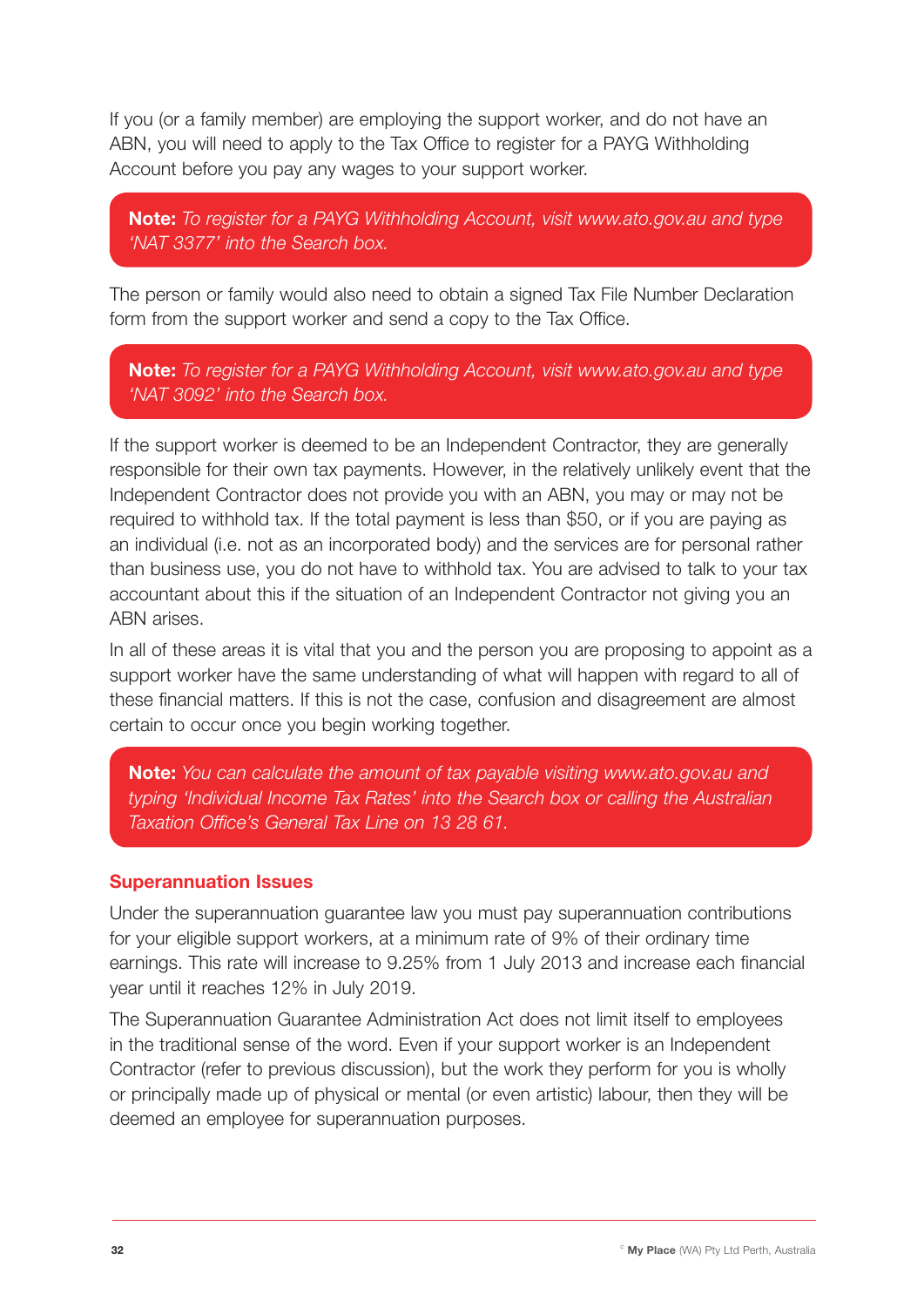If you (or a family member) are employing the support worker, and do not have an ABN, you will need to apply to the Tax Office to register for a PAYG Withholding Account before you pay any wages to your support worker.

> **Note:** *To register for a PAYG Withholding Account, visit www.ato.gov.au and type 'NAT 3377' into the Search box.*

The person or family would also need to obtain a signed Tax File Number Declaration form from the support worker and send a copy to the Tax Office.

> **Note:** *To register for a PAYG Withholding Account, visit www.ato.gov.au and type 'NAT 3092' into the Search box.*

If the support worker is deemed to be an Independent Contractor, they are generally responsible for their own tax payments. However, in the relatively unlikely event that the Independent Contractor does not provide you with an ABN, you may or may not be required to withhold tax. If the total payment is less than $50, or if you are paying as an individual (i.e. not as an incorporated body) and the services are for personal rather than business use, you do not have to withhold tax. You are advised to talk to your tax accountant about this if the situation of an Independent Contractor not giving you an ABN arises.

In all of these areas it is vital that you and the person you are proposing to appoint as a support worker have the same understanding of what will happen with regard to all of these financial matters. If this is not the case, confusion and disagreement are almost certain to occur once you begin working together.

> **Note:** *You can calculate the amount of tax payable visiting www.ato.gov.au and typing 'Individual Income Tax Rates' into the Search box or calling the Australian Taxation Office's General Tax Line on 13 28 61.*

### Superannuation Issues

Under the superannuation guarantee law you must pay superannuation contributions for your eligible support workers, at a minimum rate of 9% of their ordinary time earnings. This rate will increase to 9.25% from 1 July 2013 and increase each financial year until it reaches 12% in July 2019.

The Superannuation Guarantee Administration Act does not limit itself to employees in the traditional sense of the word. Even if your support worker is an Independent Contractor (refer to previous discussion), but the work they perform for you is wholly or principally made up of physical or mental (or even artistic) labour, then they will be deemed an employee for superannuation purposes.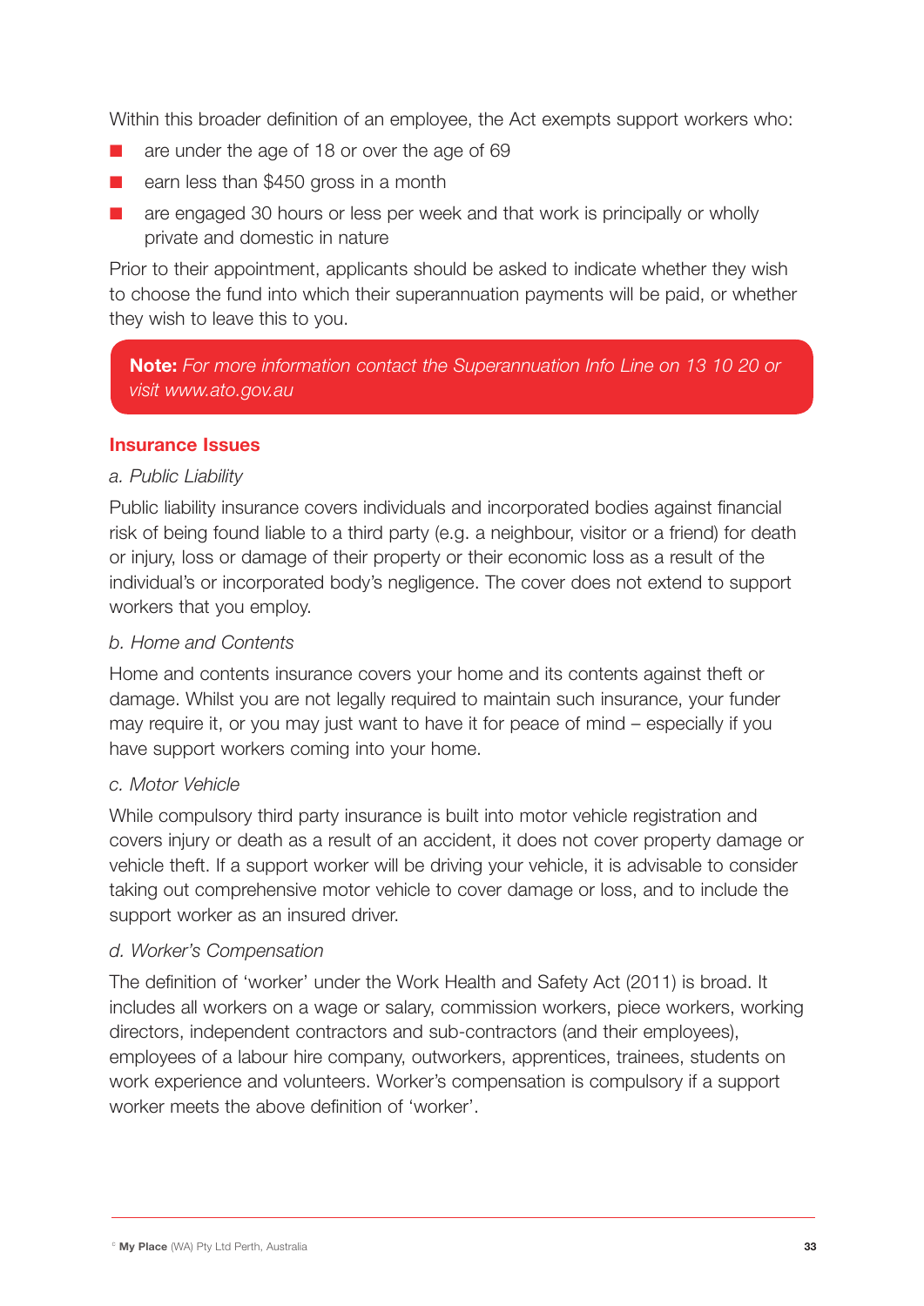Within this broader definition of an employee, the Act exempts support workers who:

- are under the age of 18 or over the age of 69
- earn less than $450 gross in a month
- are engaged 30 hours or less per week and that work is principally or wholly private and domestic in nature

Prior to their appointment, applicants should be asked to indicate whether they wish to choose the fund into which their superannuation payments will be paid, or whether they wish to leave this to you.

> **Note:** *For more information contact the Superannuation Info Line on 13 10 20 or visit www.ato.gov.au*

### Insurance Issues

*a. Public Liability*

Public liability insurance covers individuals and incorporated bodies against financial risk of being found liable to a third party (e.g. a neighbour, visitor or a friend) for death or injury, loss or damage of their property or their economic loss as a result of the individual's or incorporated body's negligence. The cover does not extend to support workers that you employ.

*b. Home and Contents*

Home and contents insurance covers your home and its contents against theft or damage. Whilst you are not legally required to maintain such insurance, your funder may require it, or you may just want to have it for peace of mind – especially if you have support workers coming into your home.

*c. Motor Vehicle*

While compulsory third party insurance is built into motor vehicle registration and covers injury or death as a result of an accident, it does not cover property damage or vehicle theft. If a support worker will be driving your vehicle, it is advisable to consider taking out comprehensive motor vehicle to cover damage or loss, and to include the support worker as an insured driver.

*d. Worker's Compensation*

The definition of 'worker' under the Work Health and Safety Act (2011) is broad. It includes all workers on a wage or salary, commission workers, piece workers, working directors, independent contractors and sub-contractors (and their employees), employees of a labour hire company, outworkers, apprentices, trainees, students on work experience and volunteers. Worker's compensation is compulsory if a support worker meets the above definition of 'worker'.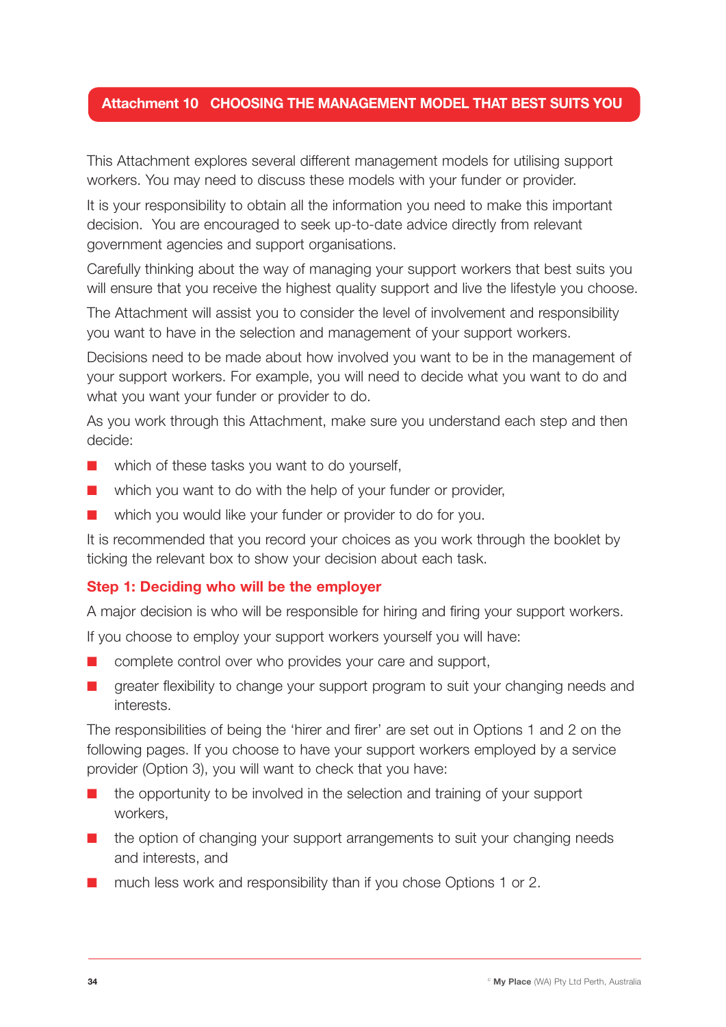## Attachment 10 CHOOSING THE MANAGEMENT MODEL THAT BEST SUITS YOU

This Attachment explores several different management models for utilising support workers. You may need to discuss these models with your funder or provider.

It is your responsibility to obtain all the information you need to make this important decision. You are encouraged to seek up-to-date advice directly from relevant government agencies and support organisations.

Carefully thinking about the way of managing your support workers that best suits you will ensure that you receive the highest quality support and live the lifestyle you choose.

The Attachment will assist you to consider the level of involvement and responsibility you want to have in the selection and management of your support workers.

Decisions need to be made about how involved you want to be in the management of your support workers. For example, you will need to decide what you want to do and what you want your funder or provider to do.

As you work through this Attachment, make sure you understand each step and then decide:

- which of these tasks you want to do yourself,
- which you want to do with the help of your funder or provider,
- which you would like your funder or provider to do for you.

It is recommended that you record your choices as you work through the booklet by ticking the relevant box to show your decision about each task.

### Step 1: Deciding who will be the employer

A major decision is who will be responsible for hiring and firing your support workers.

If you choose to employ your support workers yourself you will have:

- complete control over who provides your care and support,
- greater flexibility to change your support program to suit your changing needs and interests.

The responsibilities of being the 'hirer and firer' are set out in Options 1 and 2 on the following pages. If you choose to have your support workers employed by a service provider (Option 3), you will want to check that you have:

- the opportunity to be involved in the selection and training of your support workers,
- the option of changing your support arrangements to suit your changing needs and interests, and
- much less work and responsibility than if you chose Options 1 or 2.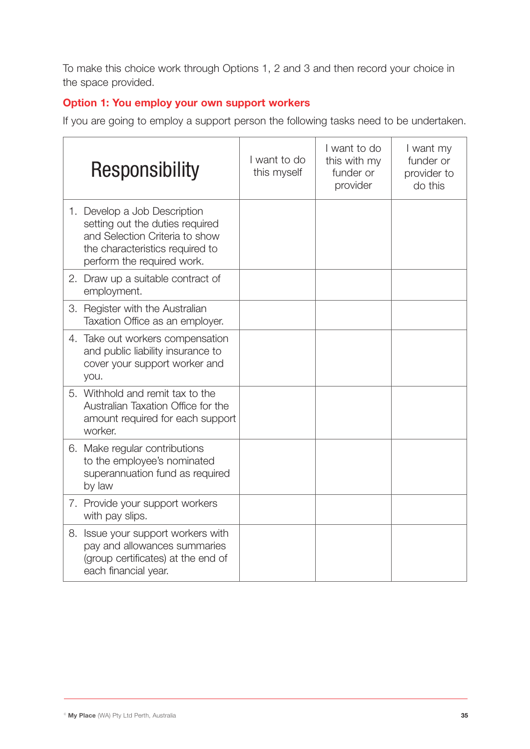To make this choice work through Options 1, 2 and 3 and then record your choice in the space provided.

### Option 1: You employ your own support workers

If you are going to employ a support person the following tasks need to be undertaken.

| Responsibility | I want to do this myself | I want to do this with my funder or provider | I want my funder or provider to do this |
|---|---|---|---|
| 1. Develop a Job Description setting out the duties required and Selection Criteria to show the characteristics required to perform the required work. | | | |
| 2. Draw up a suitable contract of employment. | | | |
| 3. Register with the Australian Taxation Office as an employer. | | | |
| 4. Take out workers compensation and public liability insurance to cover your support worker and you. | | | |
| 5. Withhold and remit tax to the Australian Taxation Office for the amount required for each support worker. | | | |
| 6. Make regular contributions to the employee's nominated superannuation fund as required by law | | | |
| 7. Provide your support workers with pay slips. | | | |
| 8. Issue your support workers with pay and allowances summaries (group certificates) at the end of each financial year. | | | |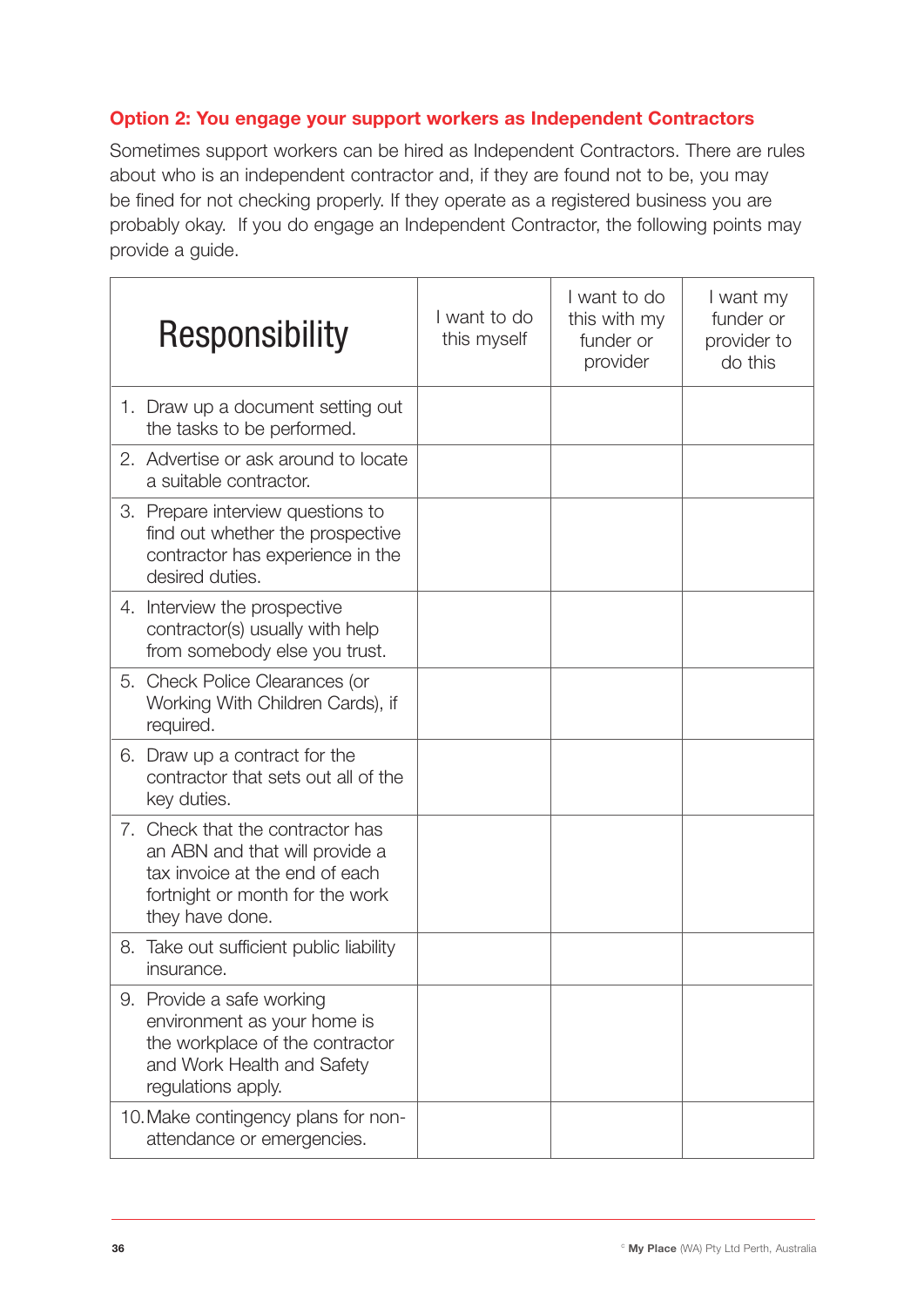### Option 2: You engage your support workers as Independent Contractors

Sometimes support workers can be hired as Independent Contractors. There are rules about who is an independent contractor and, if they are found not to be, you may be fined for not checking properly. If they operate as a registered business you are probably okay. If you do engage an Independent Contractor, the following points may provide a guide.

| Responsibility | I want to do this myself | I want to do this with my funder or provider | I want my funder or provider to do this |
|---|---|---|---|
| 1. Draw up a document setting out the tasks to be performed. | | | |
| 2. Advertise or ask around to locate a suitable contractor. | | | |
| 3. Prepare interview questions to find out whether the prospective contractor has experience in the desired duties. | | | |
| 4. Interview the prospective contractor(s) usually with help from somebody else you trust. | | | |
| 5. Check Police Clearances (or Working With Children Cards), if required. | | | |
| 6. Draw up a contract for the contractor that sets out all of the key duties. | | | |
| 7. Check that the contractor has an ABN and that will provide a tax invoice at the end of each fortnight or month for the work they have done. | | | |
| 8. Take out sufficient public liability insurance. | | | |
| 9. Provide a safe working environment as your home is the workplace of the contractor and Work Health and Safety regulations apply. | | | |
| 10. Make contingency plans for non-attendance or emergencies. | | | |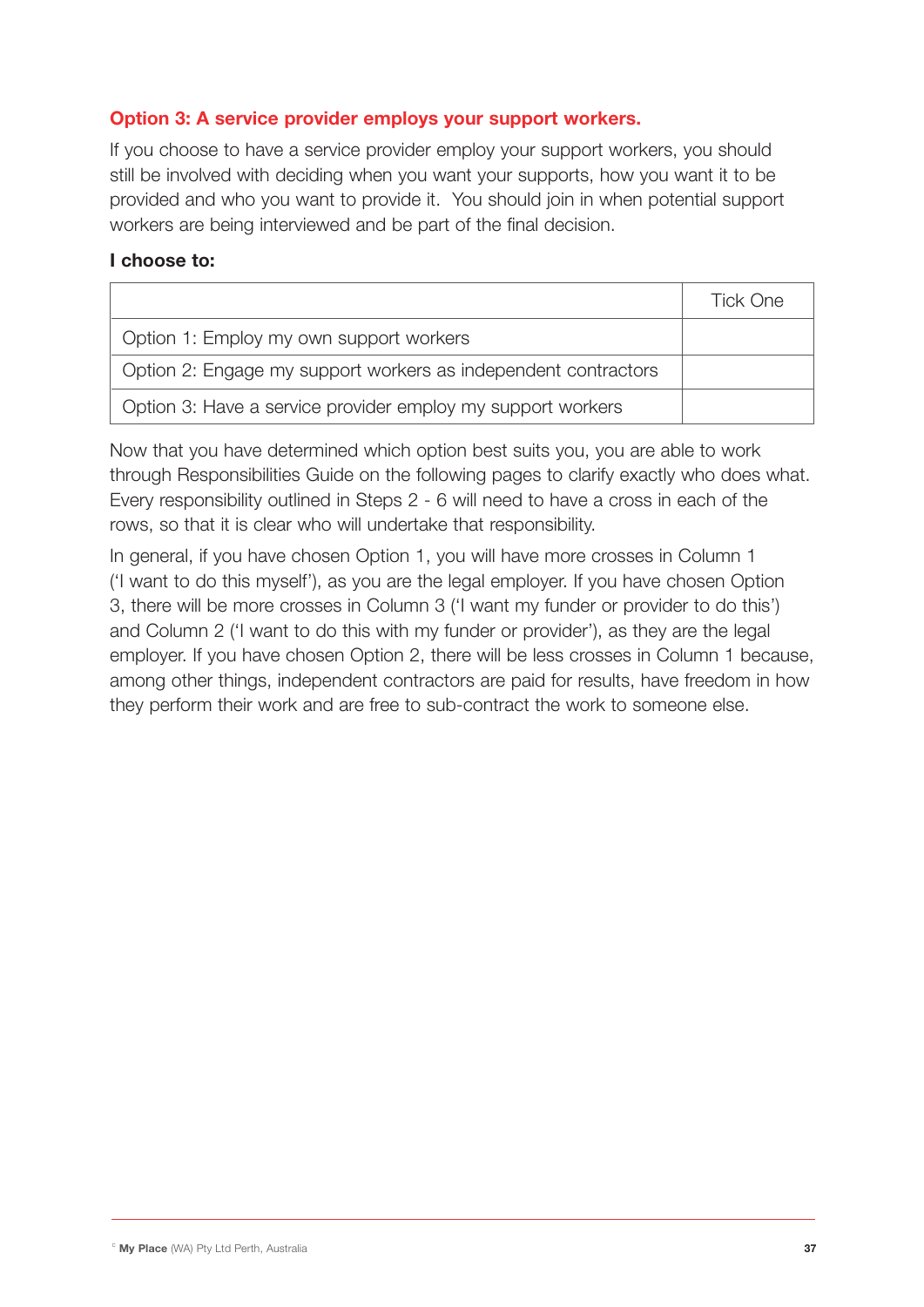### Option 3: A service provider employs your support workers.

If you choose to have a service provider employ your support workers, you should still be involved with deciding when you want your supports, how you want it to be provided and who you want to provide it. You should join in when potential support workers are being interviewed and be part of the final decision.

**I choose to:**

| | Tick One |
|---|---|
| Option 1: Employ my own support workers | |
| Option 2: Engage my support workers as independent contractors | |
| Option 3: Have a service provider employ my support workers | |

Now that you have determined which option best suits you, you are able to work through Responsibilities Guide on the following pages to clarify exactly who does what. Every responsibility outlined in Steps 2 - 6 will need to have a cross in each of the rows, so that it is clear who will undertake that responsibility.

In general, if you have chosen Option 1, you will have more crosses in Column 1 ('I want to do this myself'), as you are the legal employer. If you have chosen Option 3, there will be more crosses in Column 3 ('I want my funder or provider to do this') and Column 2 ('I want to do this with my funder or provider'), as they are the legal employer. If you have chosen Option 2, there will be less crosses in Column 1 because, among other things, independent contractors are paid for results, have freedom in how they perform their work and are free to sub-contract the work to someone else.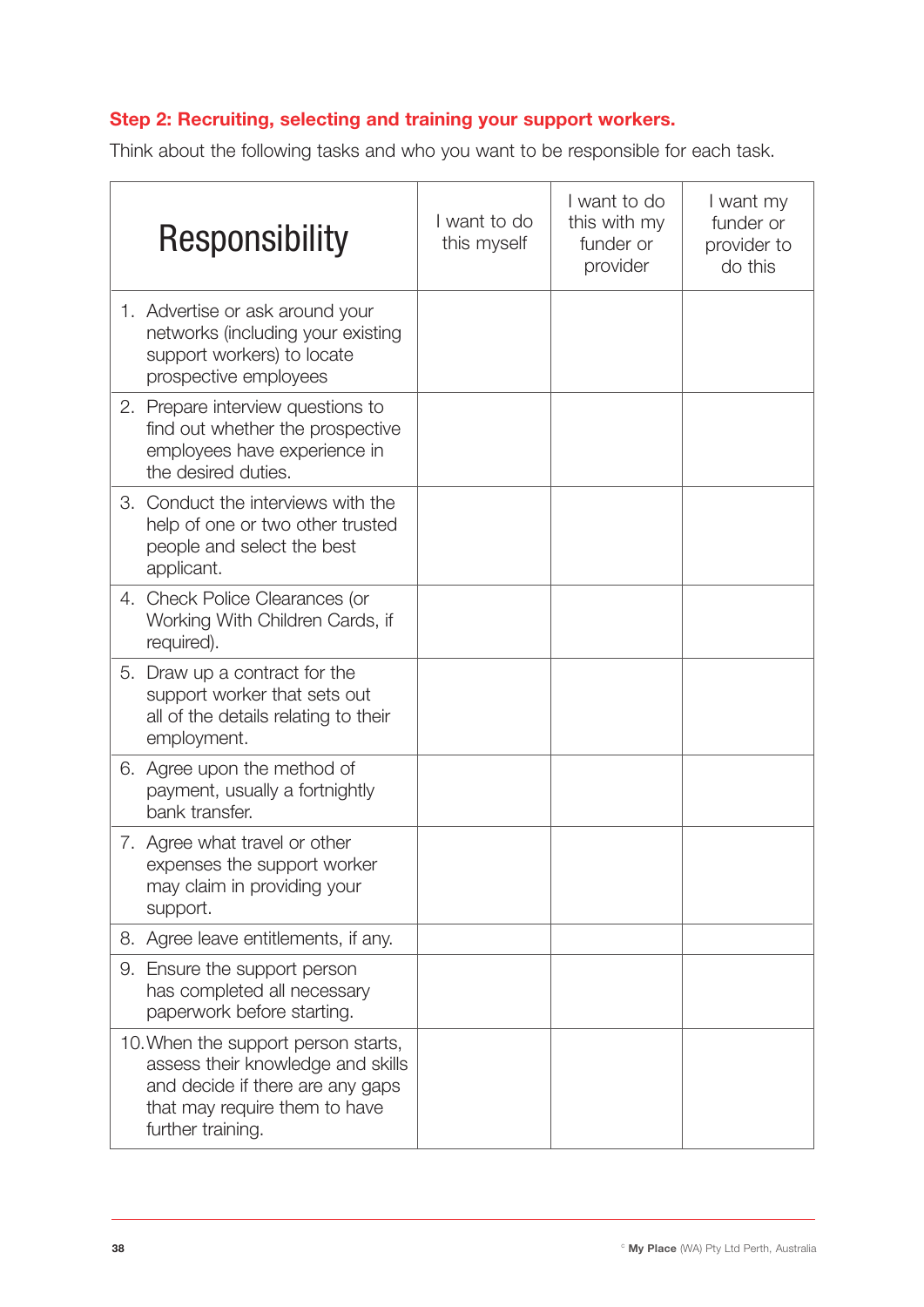### Step 2: Recruiting, selecting and training your support workers.

Think about the following tasks and who you want to be responsible for each task.

| Responsibility | I want to do this myself | I want to do this with my funder or provider | I want my funder or provider to do this |
|---|---|---|---|
| 1. Advertise or ask around your networks (including your existing support workers) to locate prospective employees | | | |
| 2. Prepare interview questions to find out whether the prospective employees have experience in the desired duties. | | | |
| 3. Conduct the interviews with the help of one or two other trusted people and select the best applicant. | | | |
| 4. Check Police Clearances (or Working With Children Cards, if required). | | | |
| 5. Draw up a contract for the support worker that sets out all of the details relating to their employment. | | | |
| 6. Agree upon the method of payment, usually a fortnightly bank transfer. | | | |
| 7. Agree what travel or other expenses the support worker may claim in providing your support. | | | |
| 8. Agree leave entitlements, if any. | | | |
| 9. Ensure the support person has completed all necessary paperwork before starting. | | | |
| 10. When the support person starts, assess their knowledge and skills and decide if there are any gaps that may require them to have further training. | | | |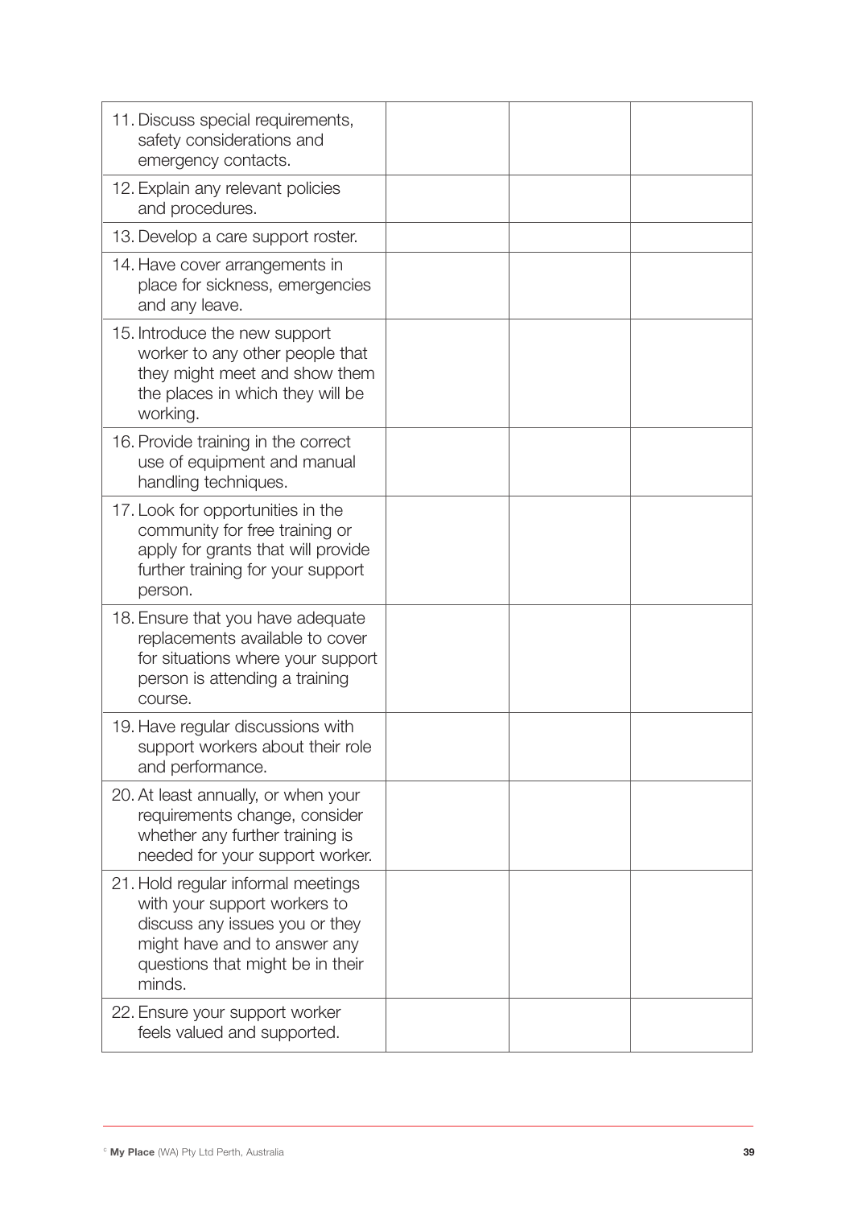| | | | |
|---|---|---|---|
| 11. Discuss special requirements, safety considerations and emergency contacts. | | | |
| 12. Explain any relevant policies and procedures. | | | |
| 13. Develop a care support roster. | | | |
| 14. Have cover arrangements in place for sickness, emergencies and any leave. | | | |
| 15. Introduce the new support worker to any other people that they might meet and show them the places in which they will be working. | | | |
| 16. Provide training in the correct use of equipment and manual handling techniques. | | | |
| 17. Look for opportunities in the community for free training or apply for grants that will provide further training for your support person. | | | |
| 18. Ensure that you have adequate replacements available to cover for situations where your support person is attending a training course. | | | |
| 19. Have regular discussions with support workers about their role and performance. | | | |
| 20. At least annually, or when your requirements change, consider whether any further training is needed for your support worker. | | | |
| 21. Hold regular informal meetings with your support workers to discuss any issues you or they might have and to answer any questions that might be in their minds. | | | |
| 22. Ensure your support worker feels valued and supported. | | | |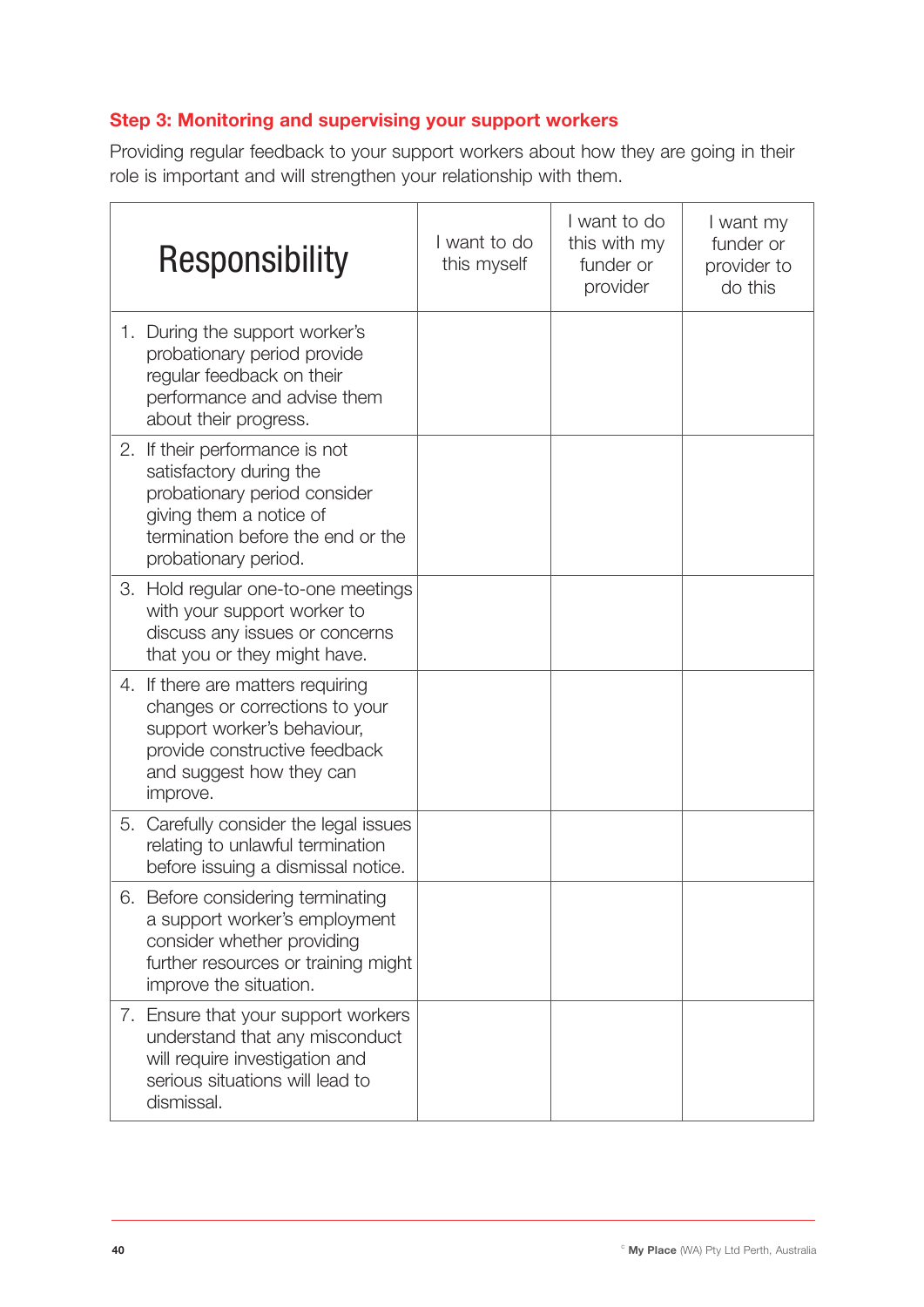### Step 3: Monitoring and supervising your support workers

Providing regular feedback to your support workers about how they are going in their role is important and will strengthen your relationship with them.

| Responsibility | I want to do this myself | I want to do this with my funder or provider | I want my funder or provider to do this |
|---|---|---|---|
| 1. During the support worker's probationary period provide regular feedback on their performance and advise them about their progress. | | | |
| 2. If their performance is not satisfactory during the probationary period consider giving them a notice of termination before the end or the probationary period. | | | |
| 3. Hold regular one-to-one meetings with your support worker to discuss any issues or concerns that you or they might have. | | | |
| 4. If there are matters requiring changes or corrections to your support worker's behaviour, provide constructive feedback and suggest how they can improve. | | | |
| 5. Carefully consider the legal issues relating to unlawful termination before issuing a dismissal notice. | | | |
| 6. Before considering terminating a support worker's employment consider whether providing further resources or training might improve the situation. | | | |
| 7. Ensure that your support workers understand that any misconduct will require investigation and serious situations will lead to dismissal. | | | |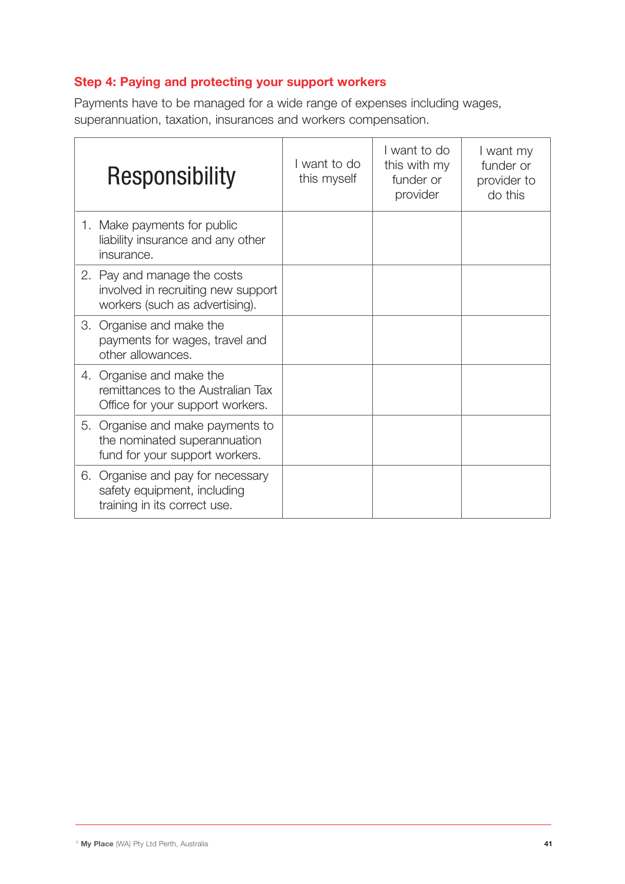### Step 4: Paying and protecting your support workers

Payments have to be managed for a wide range of expenses including wages, superannuation, taxation, insurances and workers compensation.

| Responsibility | I want to do this myself | I want to do this with my funder or provider | I want my funder or provider to do this |
|---|---|---|---|
| 1. Make payments for public liability insurance and any other insurance. | | | |
| 2. Pay and manage the costs involved in recruiting new support workers (such as advertising). | | | |
| 3. Organise and make the payments for wages, travel and other allowances. | | | |
| 4. Organise and make the remittances to the Australian Tax Office for your support workers. | | | |
| 5. Organise and make payments to the nominated superannuation fund for your support workers. | | | |
| 6. Organise and pay for necessary safety equipment, including training in its correct use. | | | |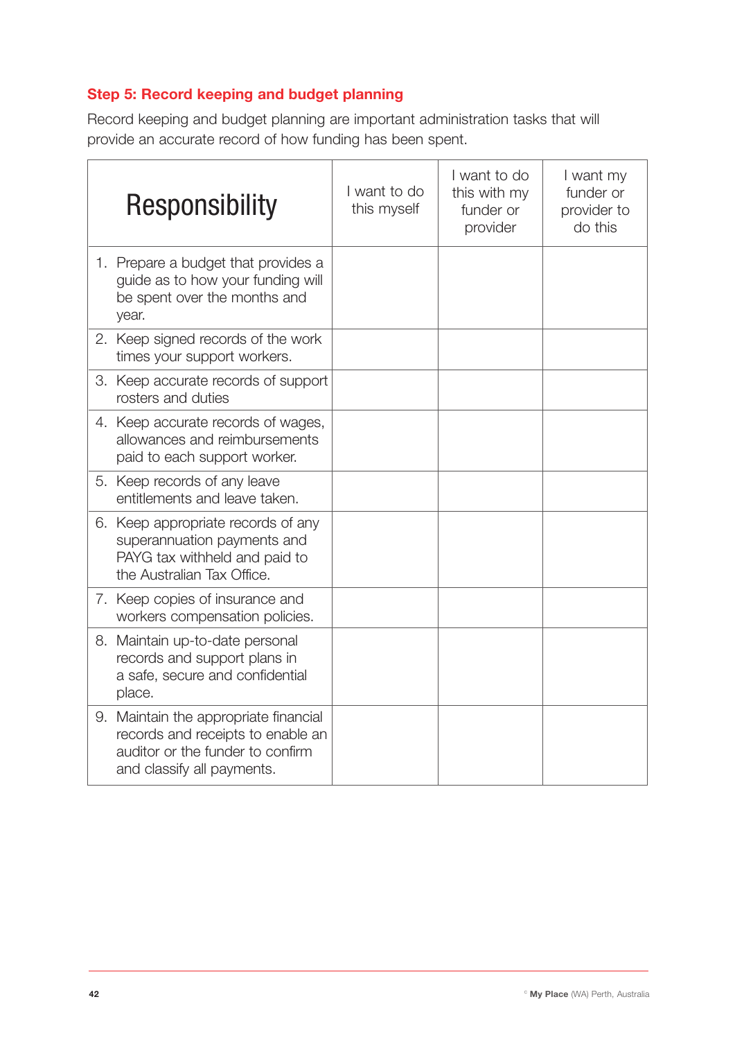### Step 5: Record keeping and budget planning

Record keeping and budget planning are important administration tasks that will provide an accurate record of how funding has been spent.

| Responsibility | I want to do this myself | I want to do this with my funder or provider | I want my funder or provider to do this |
|---|---|---|---|
| 1. Prepare a budget that provides a guide as to how your funding will be spent over the months and year. | | | |
| 2. Keep signed records of the work times your support workers. | | | |
| 3. Keep accurate records of support rosters and duties | | | |
| 4. Keep accurate records of wages, allowances and reimbursements paid to each support worker. | | | |
| 5. Keep records of any leave entitlements and leave taken. | | | |
| 6. Keep appropriate records of any superannuation payments and PAYG tax withheld and paid to the Australian Tax Office. | | | |
| 7. Keep copies of insurance and workers compensation policies. | | | |
| 8. Maintain up-to-date personal records and support plans in a safe, secure and confidential place. | | | |
| 9. Maintain the appropriate financial records and receipts to enable an auditor or the funder to confirm and classify all payments. | | | |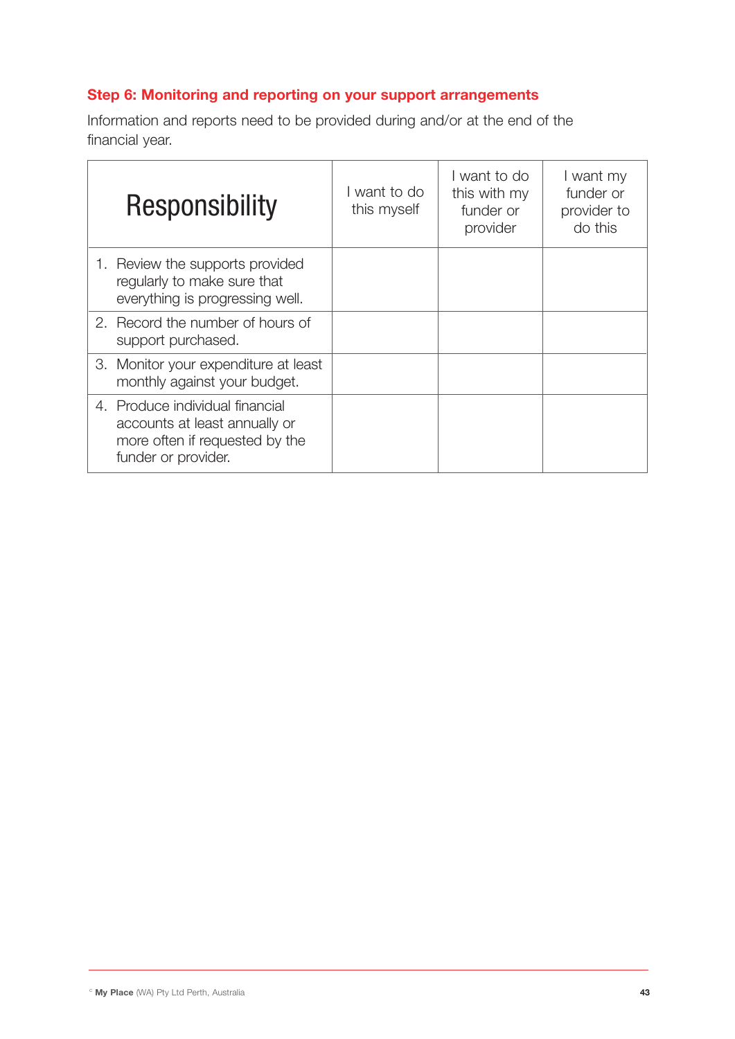### Step 6: Monitoring and reporting on your support arrangements

Information and reports need to be provided during and/or at the end of the financial year.

| Responsibility | I want to do this myself | I want to do this with my funder or provider | I want my funder or provider to do this |
|---|---|---|---|
| 1. Review the supports provided regularly to make sure that everything is progressing well. | | | |
| 2. Record the number of hours of support purchased. | | | |
| 3. Monitor your expenditure at least monthly against your budget. | | | |
| 4. Produce individual financial accounts at least annually or more often if requested by the funder or provider. | | | |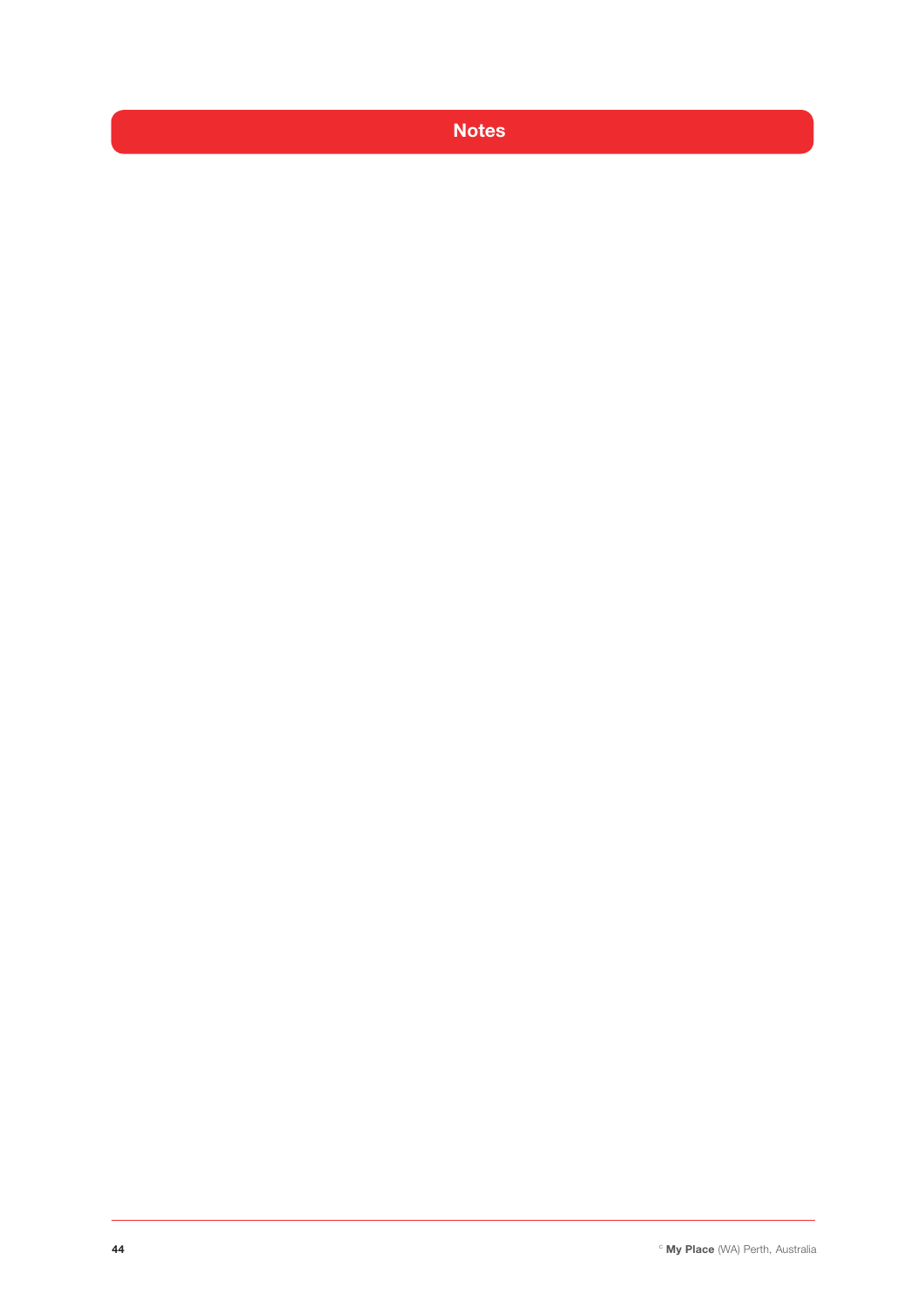# Notes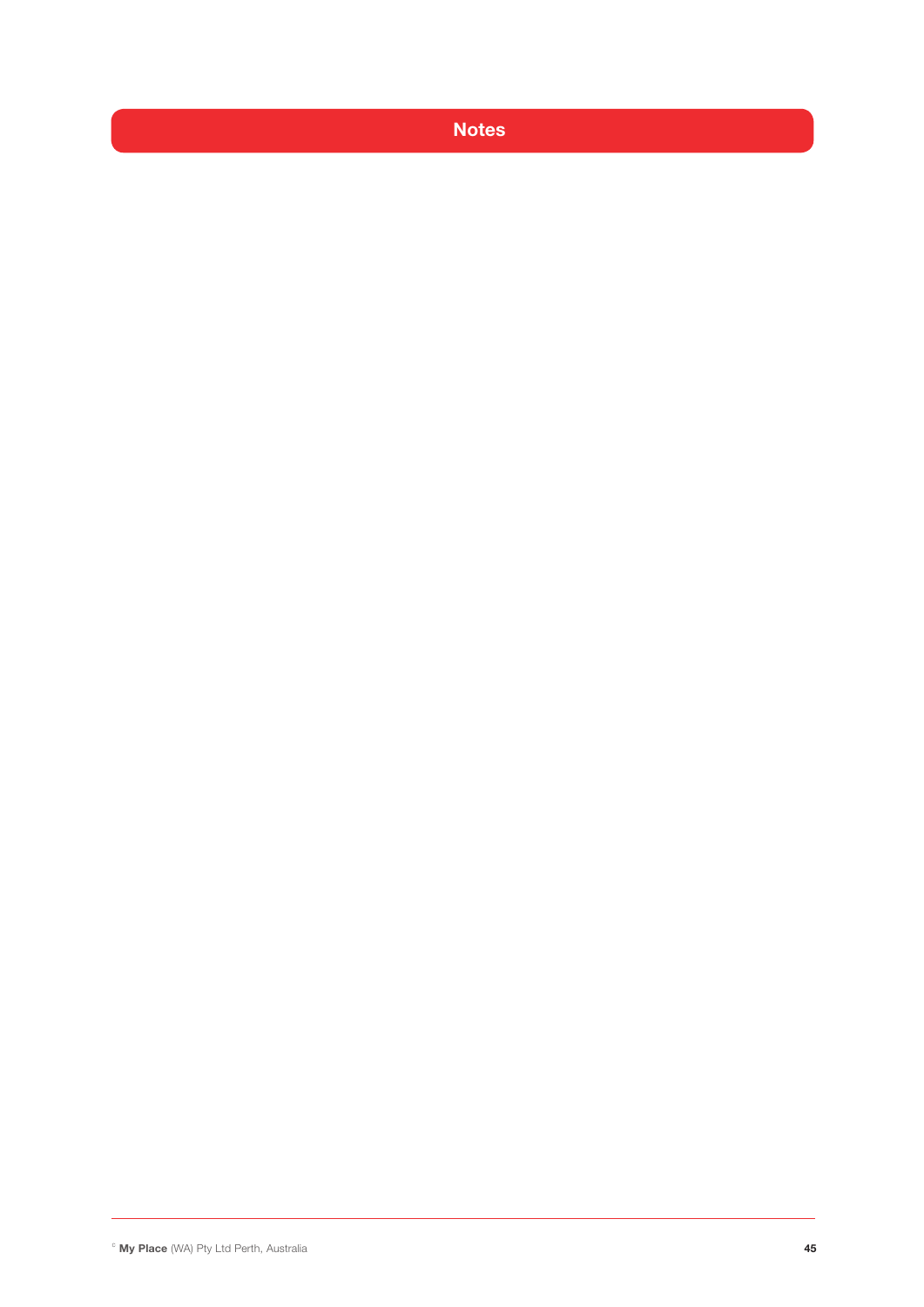# Notes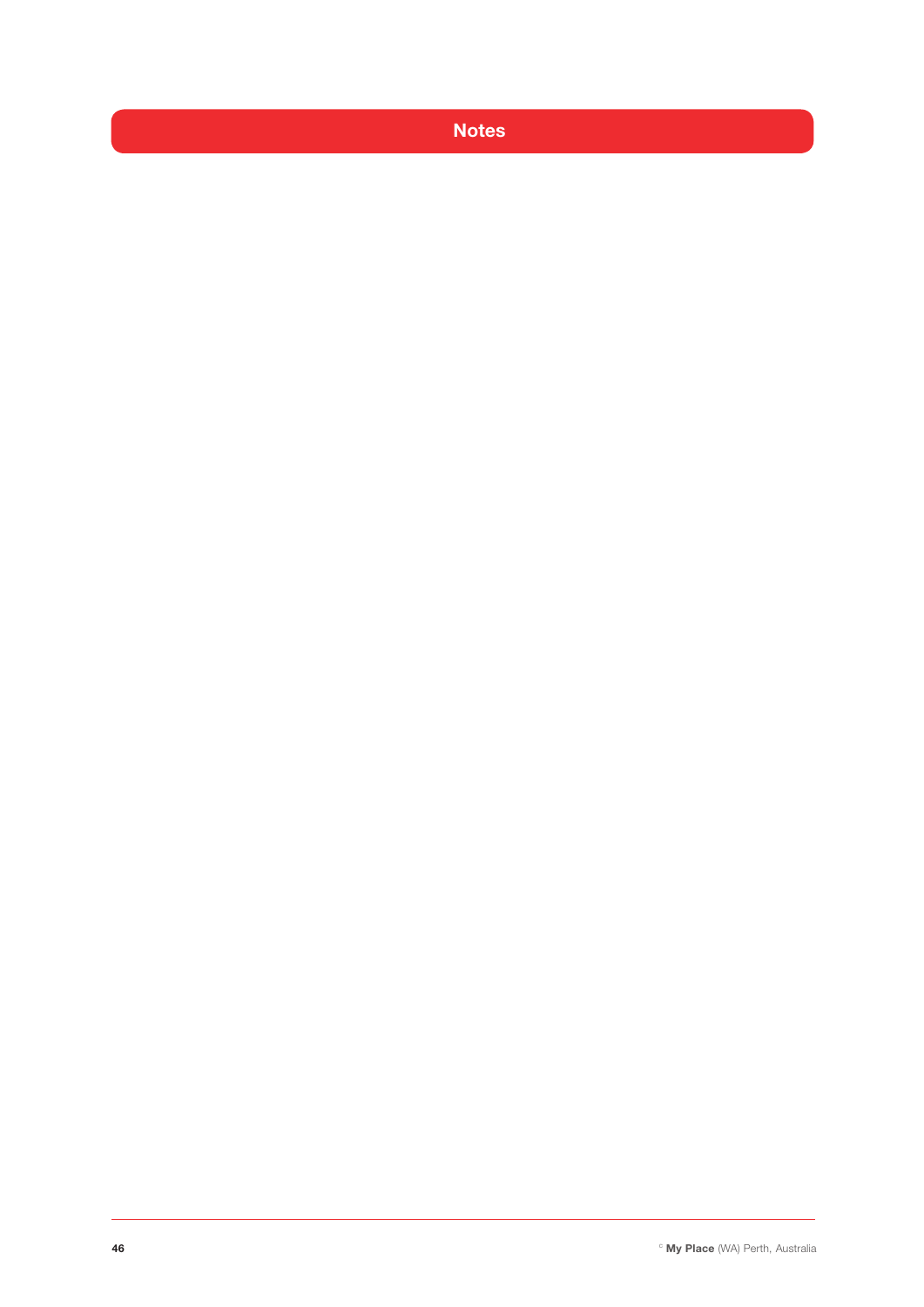# Notes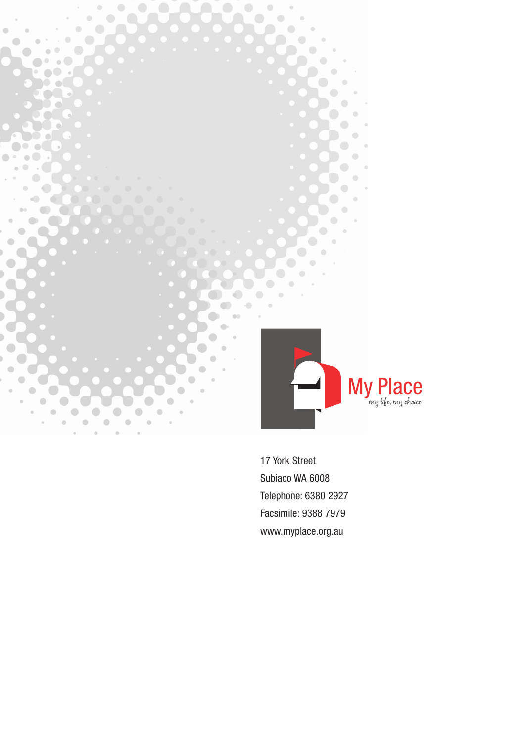My Place

*my life, my choice*

17 York Street
Subiaco WA 6008
Telephone: 6380 2927
Facsimile: 9388 7979
www.myplace.org.au